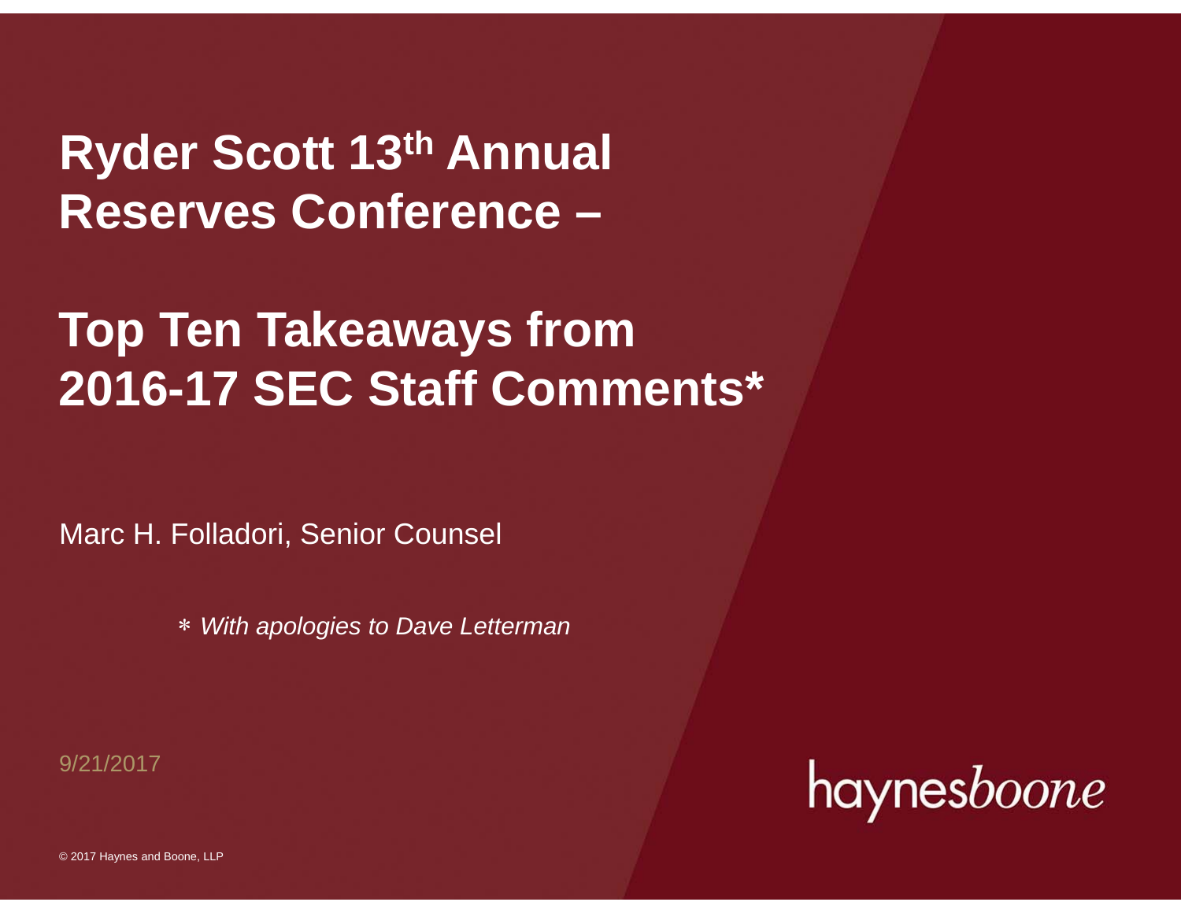# Ryder Scott 13th Annual Reserves Conference –

# Top Ten Takeaways from 2016-17 SEC Staff Comments*

Marc H. Folladori, Senior Counsel

*\* With apologies to Dave Letterman*

9/21/2017

haynesboone

© 2017 Haynes and Boone, LLP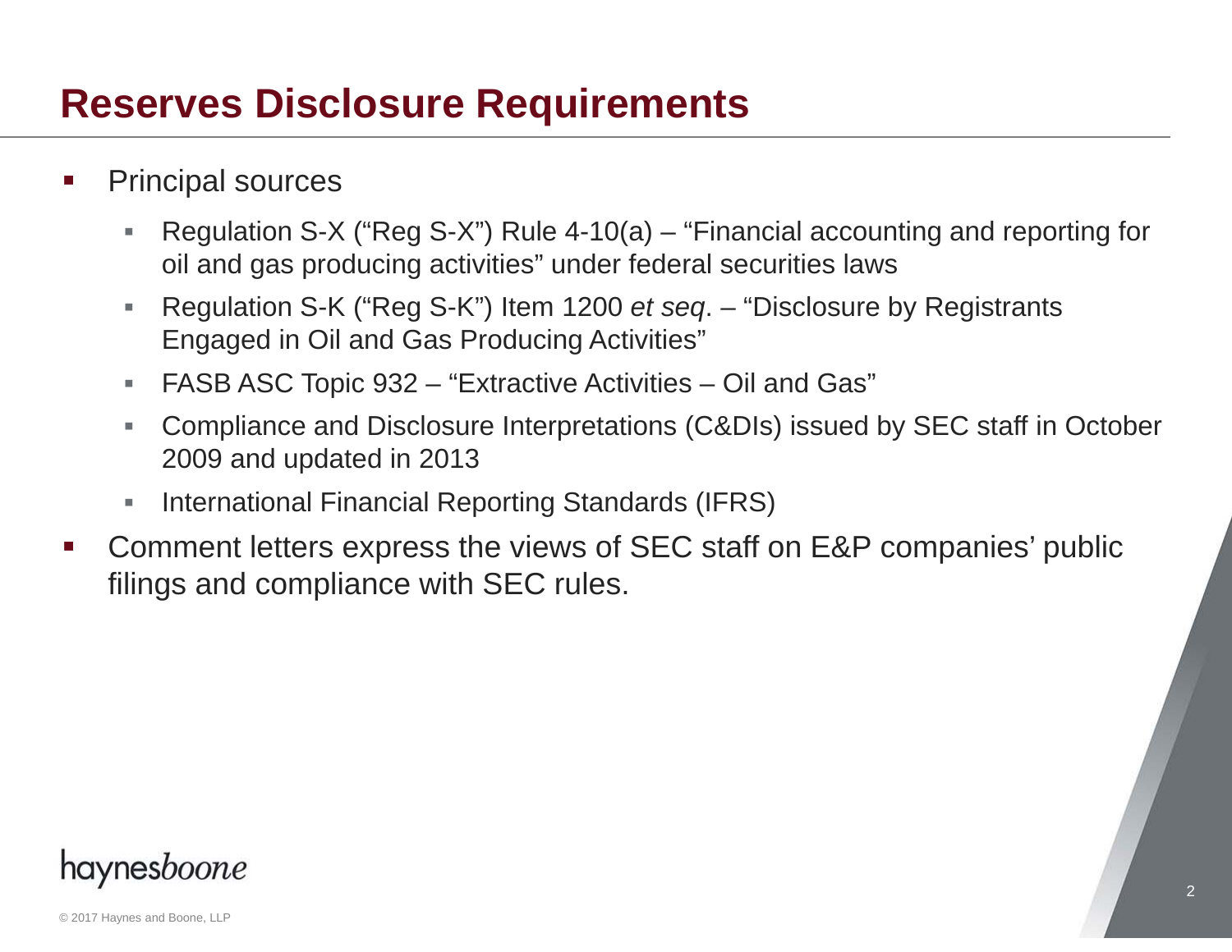# Reserves Disclosure Requirements

- Principal sources
  - Regulation S-X ("Reg S-X") Rule 4-10(a) – "Financial accounting and reporting for oil and gas producing activities" under federal securities laws
  - Regulation S-K ("Reg S-K") Item 1200 *et seq*. – "Disclosure by Registrants Engaged in Oil and Gas Producing Activities"
  - FASB ASC Topic 932 – "Extractive Activities – Oil and Gas"
  - Compliance and Disclosure Interpretations (C&DIs) issued by SEC staff in October 2009 and updated in 2013
  - International Financial Reporting Standards (IFRS)
- Comment letters express the views of SEC staff on E&P companies' public filings and compliance with SEC rules.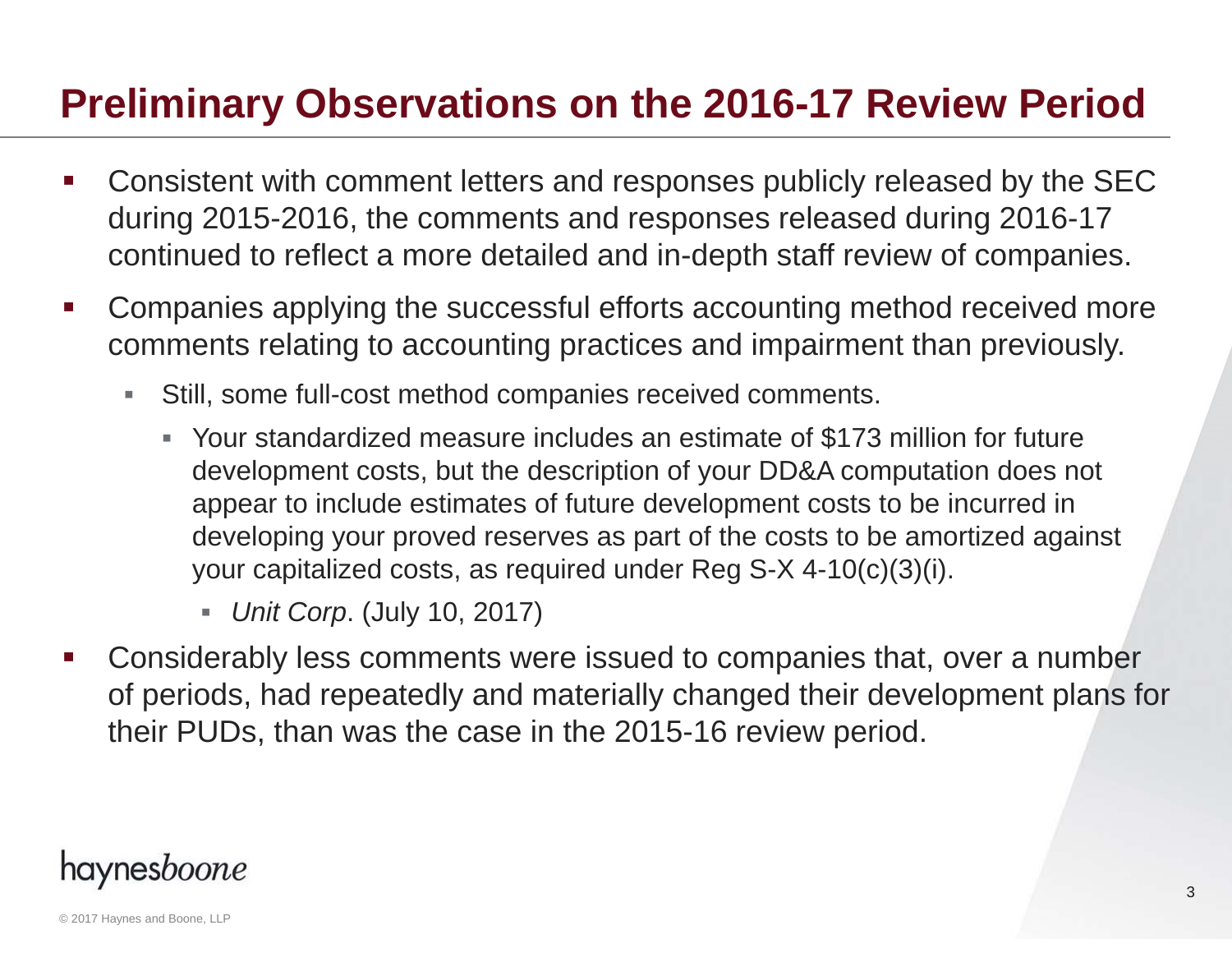# Preliminary Observations on the 2016-17 Review Period

- Consistent with comment letters and responses publicly released by the SEC during 2015-2016, the comments and responses released during 2016-17 continued to reflect a more detailed and in-depth staff review of companies.
- Companies applying the successful efforts accounting method received more comments relating to accounting practices and impairment than previously.
  - Still, some full-cost method companies received comments.
    - Your standardized measure includes an estimate of $173 million for future development costs, but the description of your DD&A computation does not appear to include estimates of future development costs to be incurred in developing your proved reserves as part of the costs to be amortized against your capitalized costs, as required under Reg S-X 4-10(c)(3)(i).
      - *Unit Corp*. (July 10, 2017)
- Considerably less comments were issued to companies that, over a number of periods, had repeatedly and materially changed their development plans for their PUDs, than was the case in the 2015-16 review period.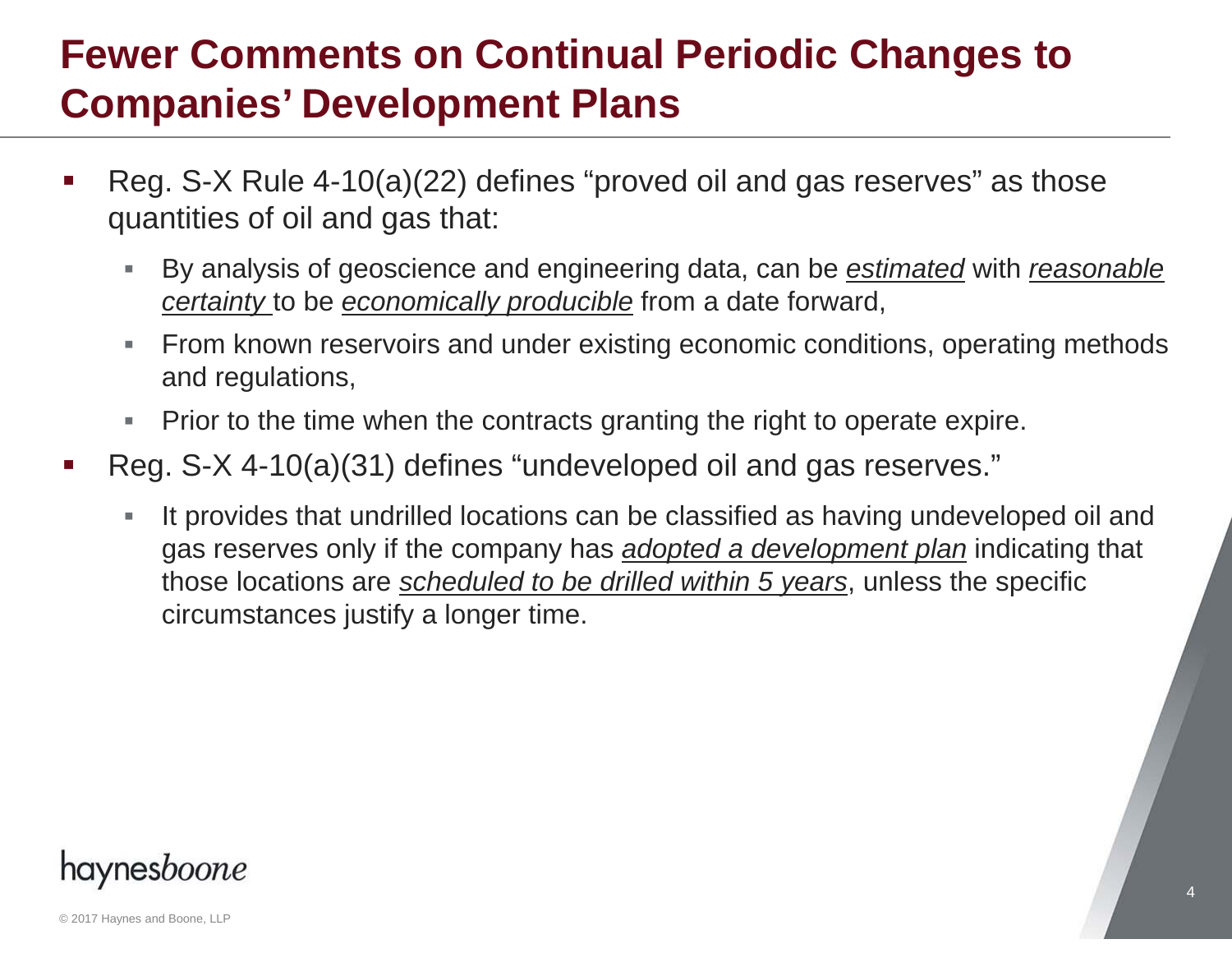# Fewer Comments on Continual Periodic Changes to Companies' Development Plans

- Reg. S-X Rule 4-10(a)(22) defines "proved oil and gas reserves" as those quantities of oil and gas that:
  - By analysis of geoscience and engineering data, can be <u>*estimated*</u> with <u>*reasonable certainty*</u> to be <u>*economically producible*</u> from a date forward,
  - From known reservoirs and under existing economic conditions, operating methods and regulations,
  - Prior to the time when the contracts granting the right to operate expire.
- Reg. S-X 4-10(a)(31) defines "undeveloped oil and gas reserves."
  - It provides that undrilled locations can be classified as having undeveloped oil and gas reserves only if the company has <u>*adopted a development plan*</u> indicating that those locations are <u>*scheduled to be drilled within 5 years*</u>, unless the specific circumstances justify a longer time.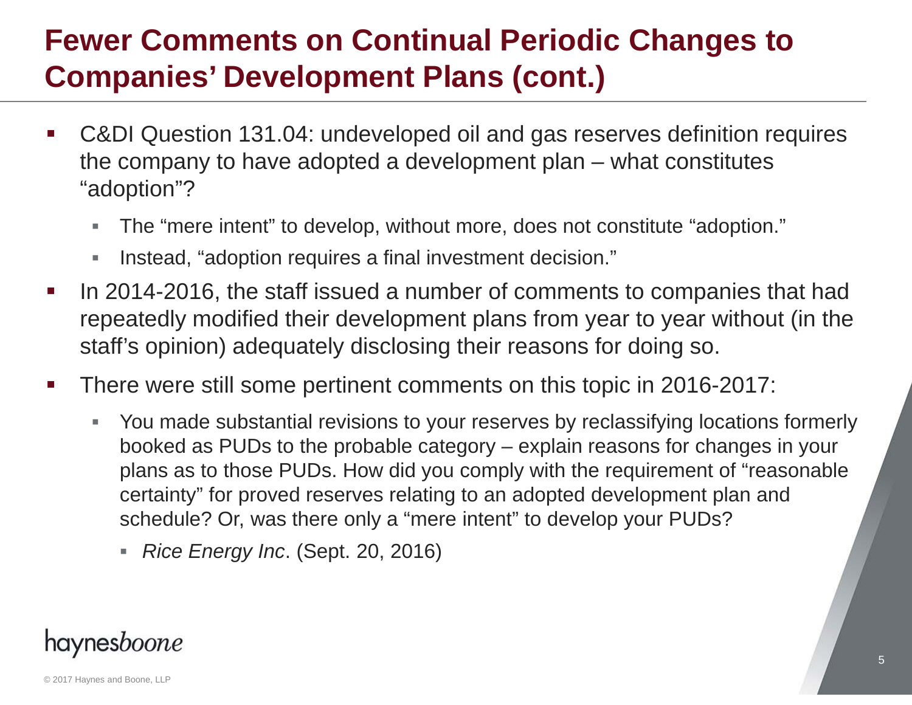# Fewer Comments on Continual Periodic Changes to Companies' Development Plans (cont.)

- C&DI Question 131.04: undeveloped oil and gas reserves definition requires the company to have adopted a development plan – what constitutes "adoption"?
  - The "mere intent" to develop, without more, does not constitute "adoption."
  - Instead, "adoption requires a final investment decision."
- In 2014-2016, the staff issued a number of comments to companies that had repeatedly modified their development plans from year to year without (in the staff's opinion) adequately disclosing their reasons for doing so.
- There were still some pertinent comments on this topic in 2016-2017:
  - You made substantial revisions to your reserves by reclassifying locations formerly booked as PUDs to the probable category – explain reasons for changes in your plans as to those PUDs. How did you comply with the requirement of "reasonable certainty" for proved reserves relating to an adopted development plan and schedule? Or, was there only a "mere intent" to develop your PUDs?
    - *Rice Energy Inc*. (Sept. 20, 2016)

haynesboone

© 2017 Haynes and Boone, LLP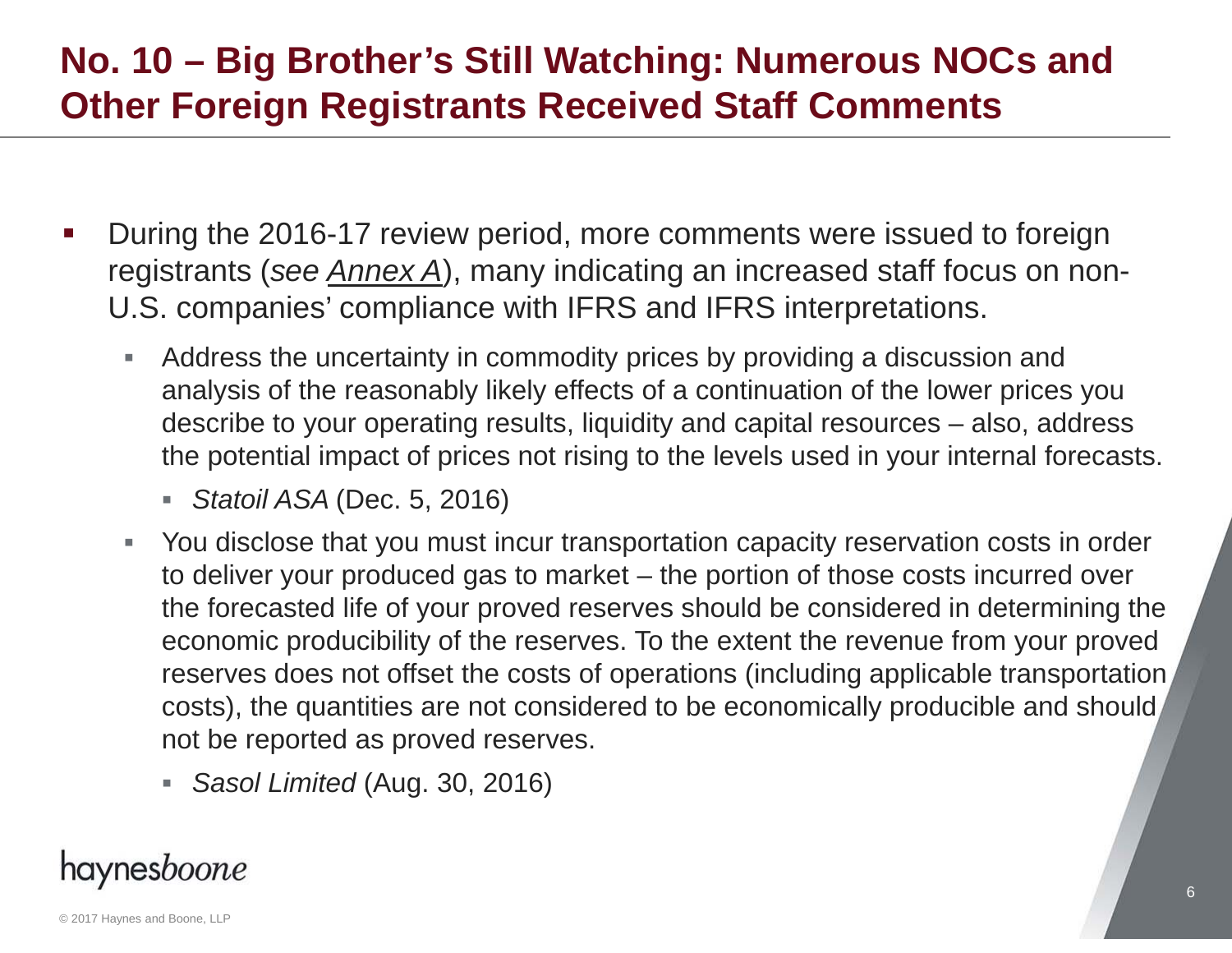# No. 10 – Big Brother's Still Watching: Numerous NOCs and Other Foreign Registrants Received Staff Comments

- During the 2016-17 review period, more comments were issued to foreign registrants (*see Annex A*), many indicating an increased staff focus on non-U.S. companies' compliance with IFRS and IFRS interpretations.
  - Address the uncertainty in commodity prices by providing a discussion and analysis of the reasonably likely effects of a continuation of the lower prices you describe to your operating results, liquidity and capital resources – also, address the potential impact of prices not rising to the levels used in your internal forecasts.
    - *Statoil ASA* (Dec. 5, 2016)
  - You disclose that you must incur transportation capacity reservation costs in order to deliver your produced gas to market – the portion of those costs incurred over the forecasted life of your proved reserves should be considered in determining the economic producibility of the reserves. To the extent the revenue from your proved reserves does not offset the costs of operations (including applicable transportation costs), the quantities are not considered to be economically producible and should not be reported as proved reserves.
    - *Sasol Limited* (Aug. 30, 2016)

haynesboone

© 2017 Haynes and Boone, LLP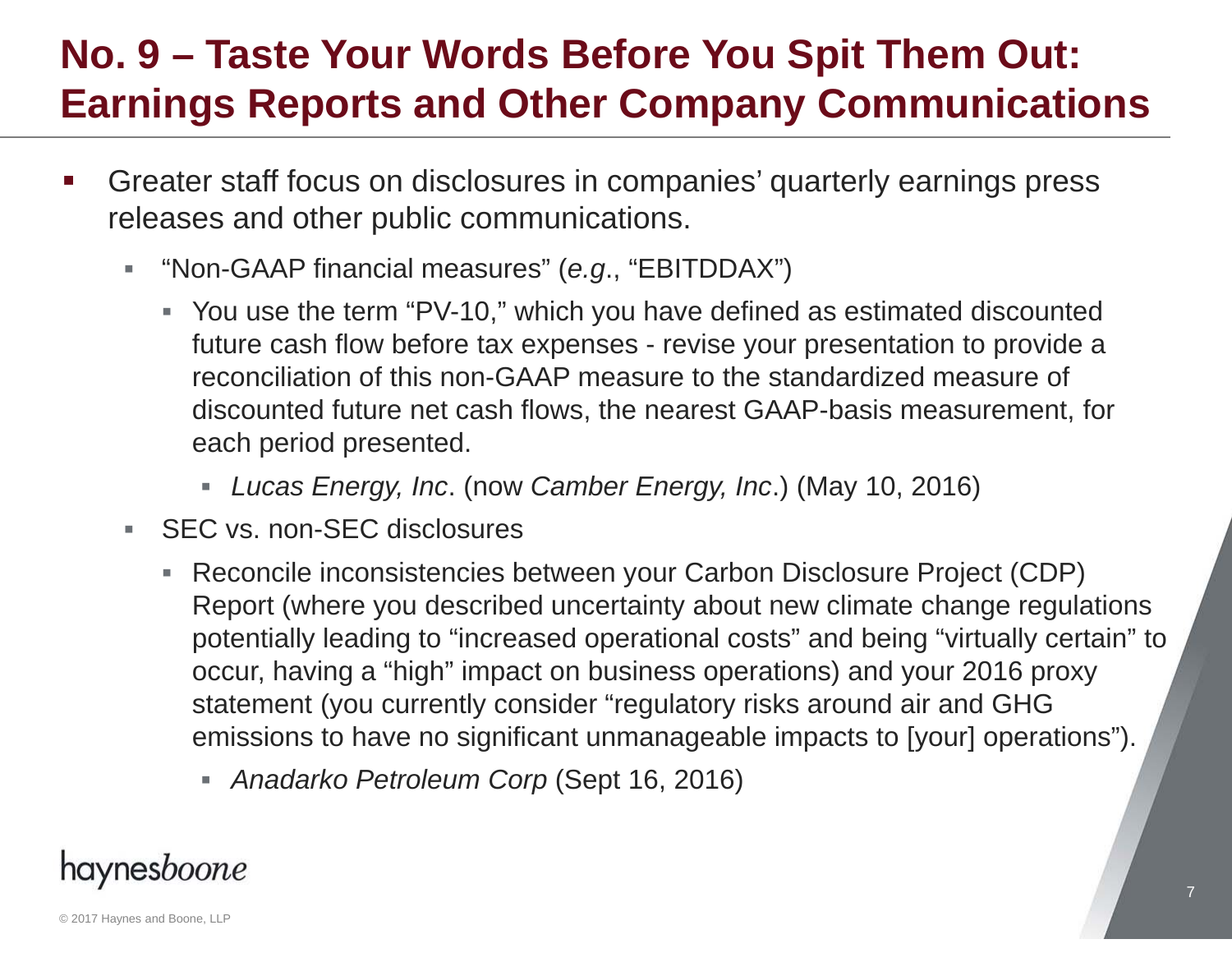# No. 9 – Taste Your Words Before You Spit Them Out: Earnings Reports and Other Company Communications

- Greater staff focus on disclosures in companies' quarterly earnings press releases and other public communications.
  - "Non-GAAP financial measures" (*e.g*., "EBITDDAX")
    - You use the term "PV-10," which you have defined as estimated discounted future cash flow before tax expenses - revise your presentation to provide a reconciliation of this non-GAAP measure to the standardized measure of discounted future net cash flows, the nearest GAAP-basis measurement, for each period presented.
      - *Lucas Energy, Inc*. (now *Camber Energy, Inc*.) (May 10, 2016)
  - SEC vs. non-SEC disclosures
    - Reconcile inconsistencies between your Carbon Disclosure Project (CDP) Report (where you described uncertainty about new climate change regulations potentially leading to "increased operational costs" and being "virtually certain" to occur, having a "high" impact on business operations) and your 2016 proxy statement (you currently consider "regulatory risks around air and GHG emissions to have no significant unmanageable impacts to [your] operations").
      - *Anadarko Petroleum Corp* (Sept 16, 2016)

haynes*boone*

© 2017 Haynes and Boone, LLP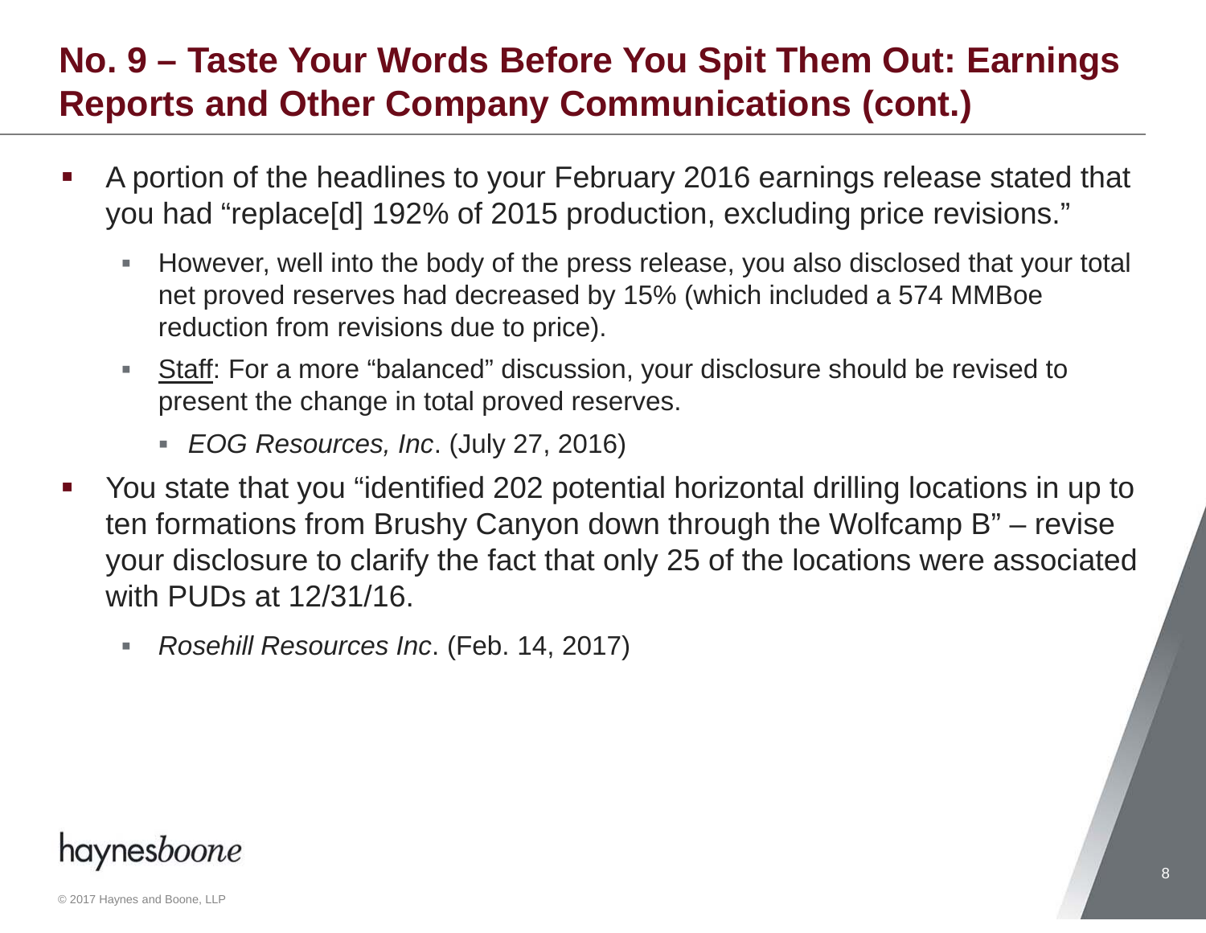# No. 9 – Taste Your Words Before You Spit Them Out: Earnings Reports and Other Company Communications (cont.)

- A portion of the headlines to your February 2016 earnings release stated that you had "replace[d] 192% of 2015 production, excluding price revisions."
  - However, well into the body of the press release, you also disclosed that your total net proved reserves had decreased by 15% (which included a 574 MMBoe reduction from revisions due to price).
  - Staff: For a more "balanced" discussion, your disclosure should be revised to present the change in total proved reserves.
    - *EOG Resources, Inc*. (July 27, 2016)
- You state that you "identified 202 potential horizontal drilling locations in up to ten formations from Brushy Canyon down through the Wolfcamp B" – revise your disclosure to clarify the fact that only 25 of the locations were associated with PUDs at 12/31/16.
  - *Rosehill Resources Inc*. (Feb. 14, 2017)

haynesboone

© 2017 Haynes and Boone, LLP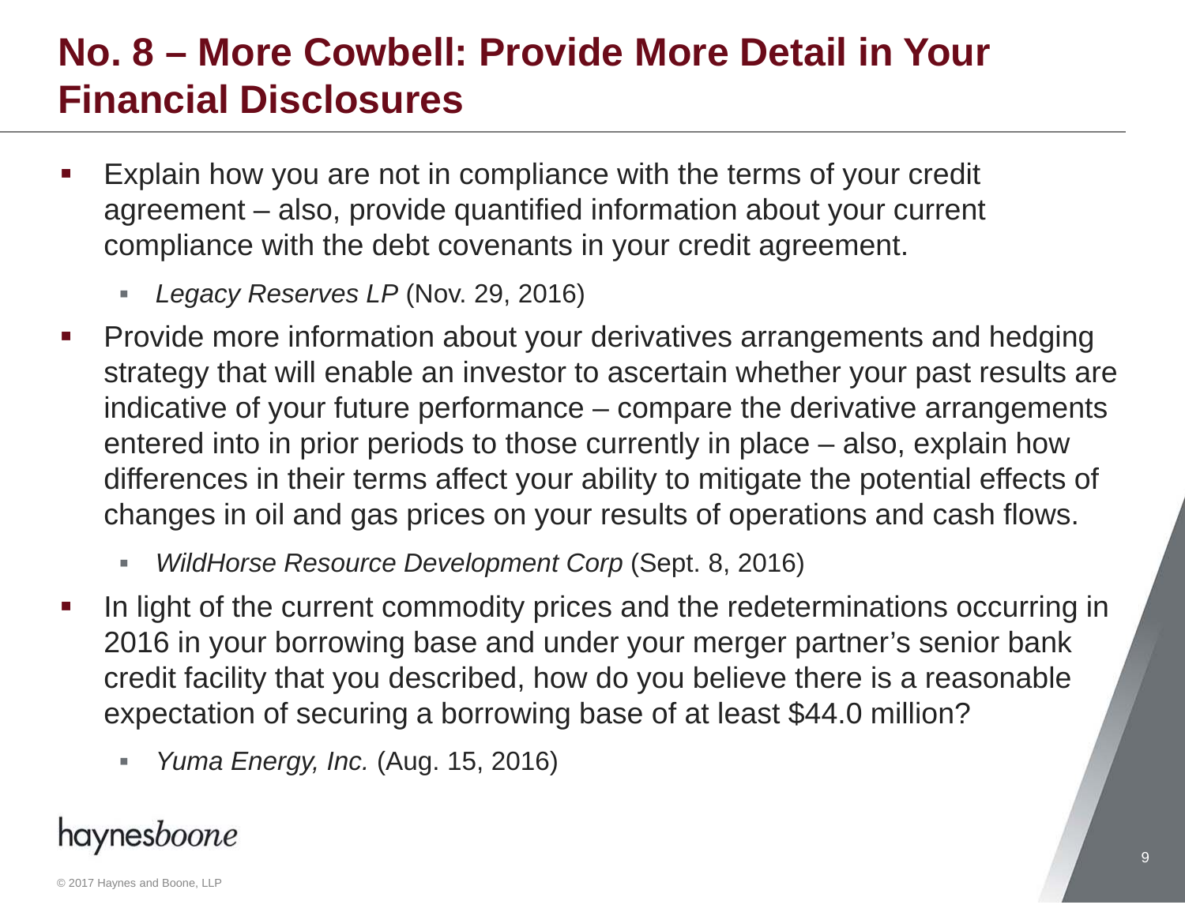# No. 8 – More Cowbell: Provide More Detail in Your Financial Disclosures

- Explain how you are not in compliance with the terms of your credit agreement – also, provide quantified information about your current compliance with the debt covenants in your credit agreement.
  - *Legacy Reserves LP* (Nov. 29, 2016)
- Provide more information about your derivatives arrangements and hedging strategy that will enable an investor to ascertain whether your past results are indicative of your future performance – compare the derivative arrangements entered into in prior periods to those currently in place – also, explain how differences in their terms affect your ability to mitigate the potential effects of changes in oil and gas prices on your results of operations and cash flows.
  - *WildHorse Resource Development Corp* (Sept. 8, 2016)
- In light of the current commodity prices and the redeterminations occurring in 2016 in your borrowing base and under your merger partner's senior bank credit facility that you described, how do you believe there is a reasonable expectation of securing a borrowing base of at least $44.0 million?
  - *Yuma Energy, Inc.* (Aug. 15, 2016)

haynes*boone*

© 2017 Haynes and Boone, LLP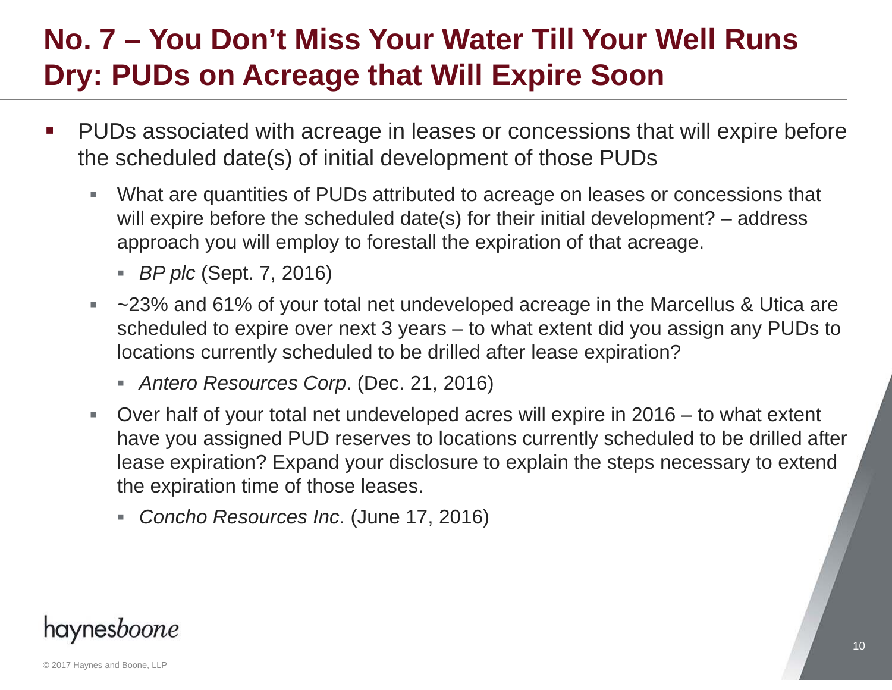# No. 7 – You Don't Miss Your Water Till Your Well Runs Dry: PUDs on Acreage that Will Expire Soon

- PUDs associated with acreage in leases or concessions that will expire before the scheduled date(s) of initial development of those PUDs
  - What are quantities of PUDs attributed to acreage on leases or concessions that will expire before the scheduled date(s) for their initial development? – address approach you will employ to forestall the expiration of that acreage.
    - *BP plc* (Sept. 7, 2016)
  - ~23% and 61% of your total net undeveloped acreage in the Marcellus & Utica are scheduled to expire over next 3 years – to what extent did you assign any PUDs to locations currently scheduled to be drilled after lease expiration?
    - *Antero Resources Corp*. (Dec. 21, 2016)
  - Over half of your total net undeveloped acres will expire in 2016 – to what extent have you assigned PUD reserves to locations currently scheduled to be drilled after lease expiration? Expand your disclosure to explain the steps necessary to extend the expiration time of those leases.
    - *Concho Resources Inc*. (June 17, 2016)

haynes*boone*

© 2017 Haynes and Boone, LLP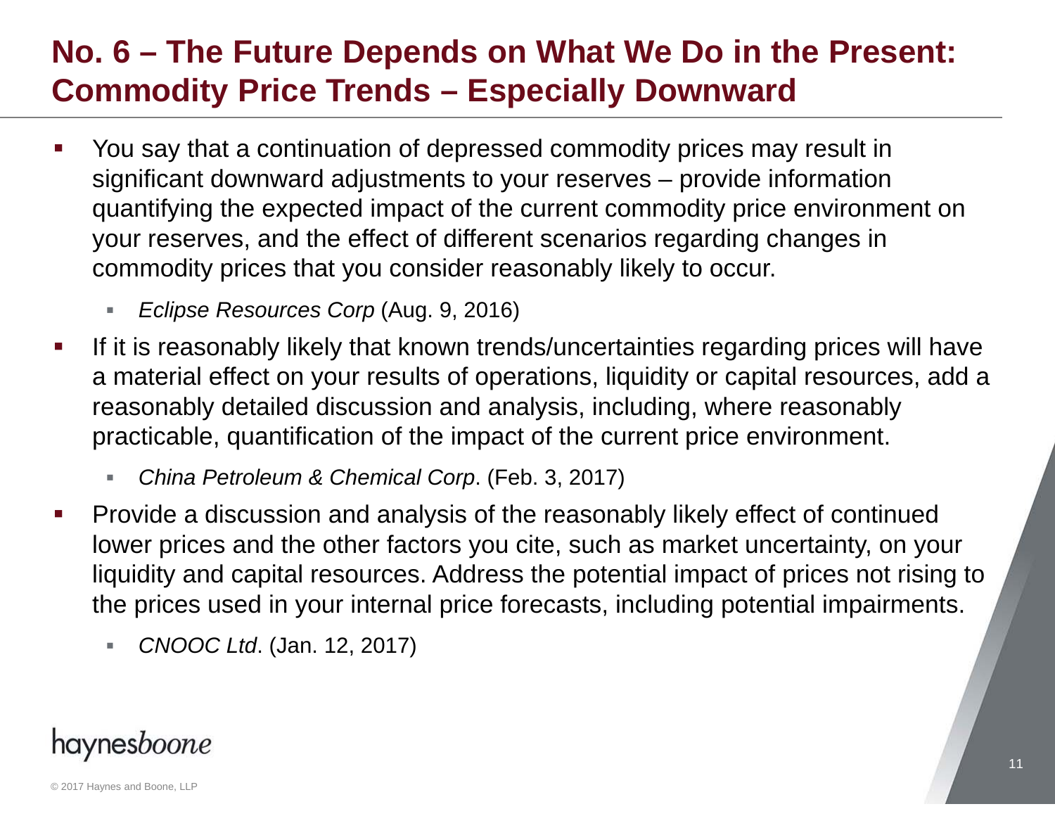# No. 6 – The Future Depends on What We Do in the Present: Commodity Price Trends – Especially Downward

- You say that a continuation of depressed commodity prices may result in significant downward adjustments to your reserves – provide information quantifying the expected impact of the current commodity price environment on your reserves, and the effect of different scenarios regarding changes in commodity prices that you consider reasonably likely to occur.
  - *Eclipse Resources Corp* (Aug. 9, 2016)
- If it is reasonably likely that known trends/uncertainties regarding prices will have a material effect on your results of operations, liquidity or capital resources, add a reasonably detailed discussion and analysis, including, where reasonably practicable, quantification of the impact of the current price environment.
  - *China Petroleum & Chemical Corp*. (Feb. 3, 2017)
- Provide a discussion and analysis of the reasonably likely effect of continued lower prices and the other factors you cite, such as market uncertainty, on your liquidity and capital resources. Address the potential impact of prices not rising to the prices used in your internal price forecasts, including potential impairments.
  - *CNOOC Ltd*. (Jan. 12, 2017)

haynesboone

© 2017 Haynes and Boone, LLP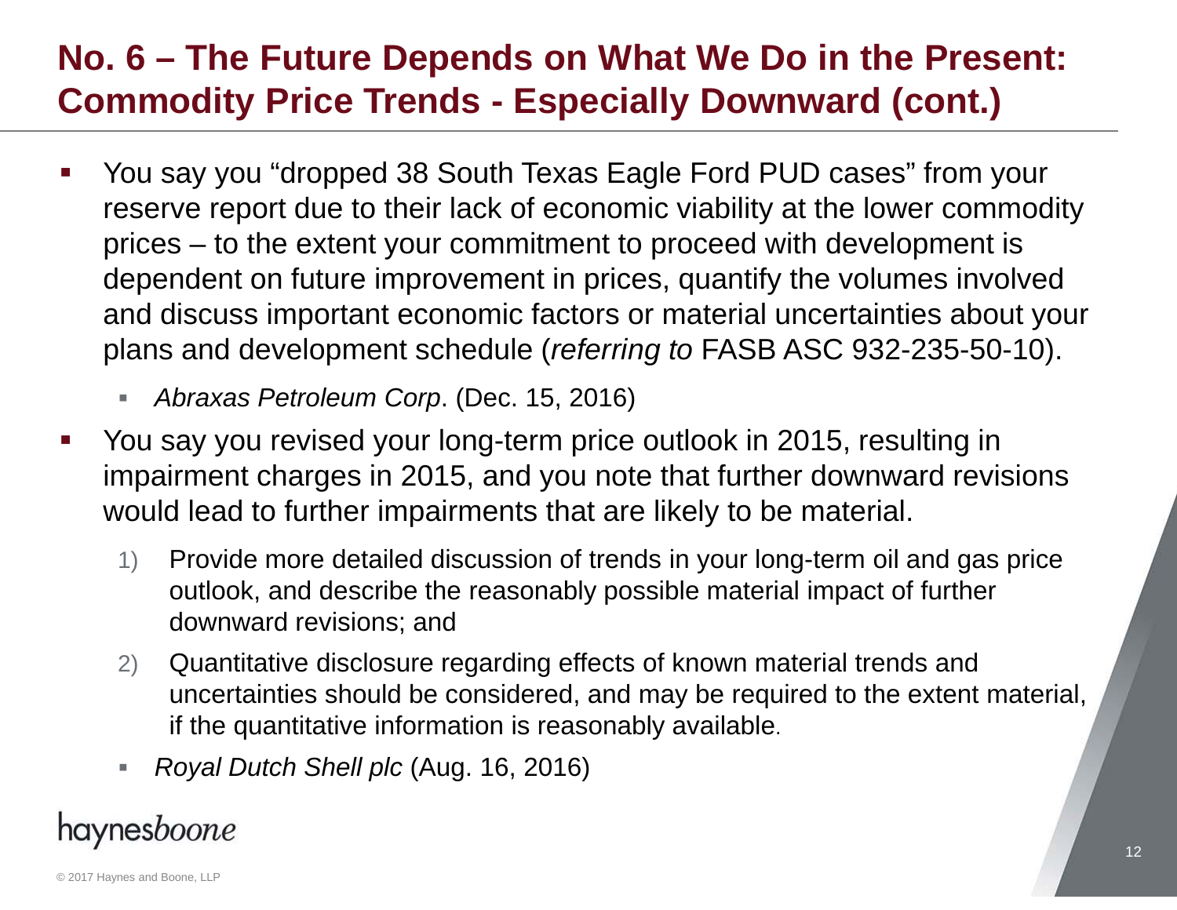# No. 6 – The Future Depends on What We Do in the Present: Commodity Price Trends - Especially Downward (cont.)

- You say you "dropped 38 South Texas Eagle Ford PUD cases" from your reserve report due to their lack of economic viability at the lower commodity prices – to the extent your commitment to proceed with development is dependent on future improvement in prices, quantify the volumes involved and discuss important economic factors or material uncertainties about your plans and development schedule (*referring to* FASB ASC 932-235-50-10).
  - *Abraxas Petroleum Corp*. (Dec. 15, 2016)
- You say you revised your long-term price outlook in 2015, resulting in impairment charges in 2015, and you note that further downward revisions would lead to further impairments that are likely to be material.
  1) Provide more detailed discussion of trends in your long-term oil and gas price outlook, and describe the reasonably possible material impact of further downward revisions; and
  2) Quantitative disclosure regarding effects of known material trends and uncertainties should be considered, and may be required to the extent material, if the quantitative information is reasonably available.
  - *Royal Dutch Shell plc* (Aug. 16, 2016)

haynesboone

© 2017 Haynes and Boone, LLP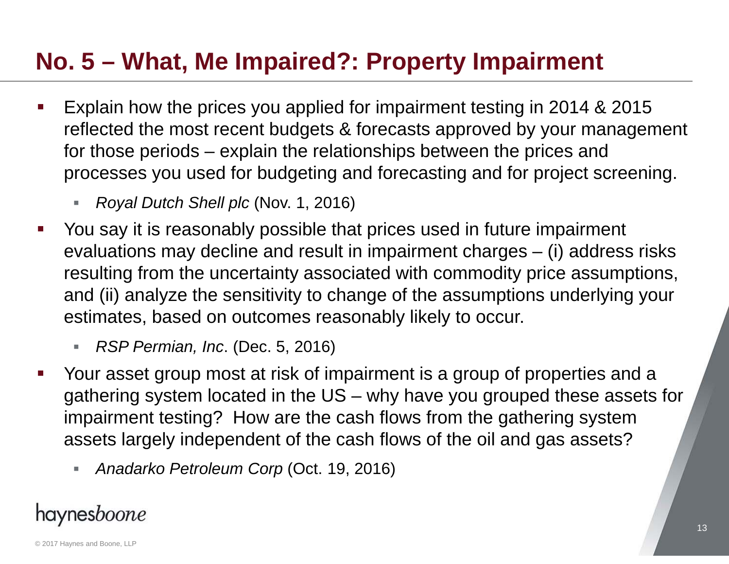# No. 5 – What, Me Impaired?: Property Impairment

- Explain how the prices you applied for impairment testing in 2014 & 2015 reflected the most recent budgets & forecasts approved by your management for those periods – explain the relationships between the prices and processes you used for budgeting and forecasting and for project screening.
  - *Royal Dutch Shell plc* (Nov. 1, 2016)
- You say it is reasonably possible that prices used in future impairment evaluations may decline and result in impairment charges – (i) address risks resulting from the uncertainty associated with commodity price assumptions, and (ii) analyze the sensitivity to change of the assumptions underlying your estimates, based on outcomes reasonably likely to occur.
  - *RSP Permian, Inc*. (Dec. 5, 2016)
- Your asset group most at risk of impairment is a group of properties and a gathering system located in the US – why have you grouped these assets for impairment testing? How are the cash flows from the gathering system assets largely independent of the cash flows of the oil and gas assets?
  - *Anadarko Petroleum Corp* (Oct. 19, 2016)

haynes*boone*

© 2017 Haynes and Boone, LLP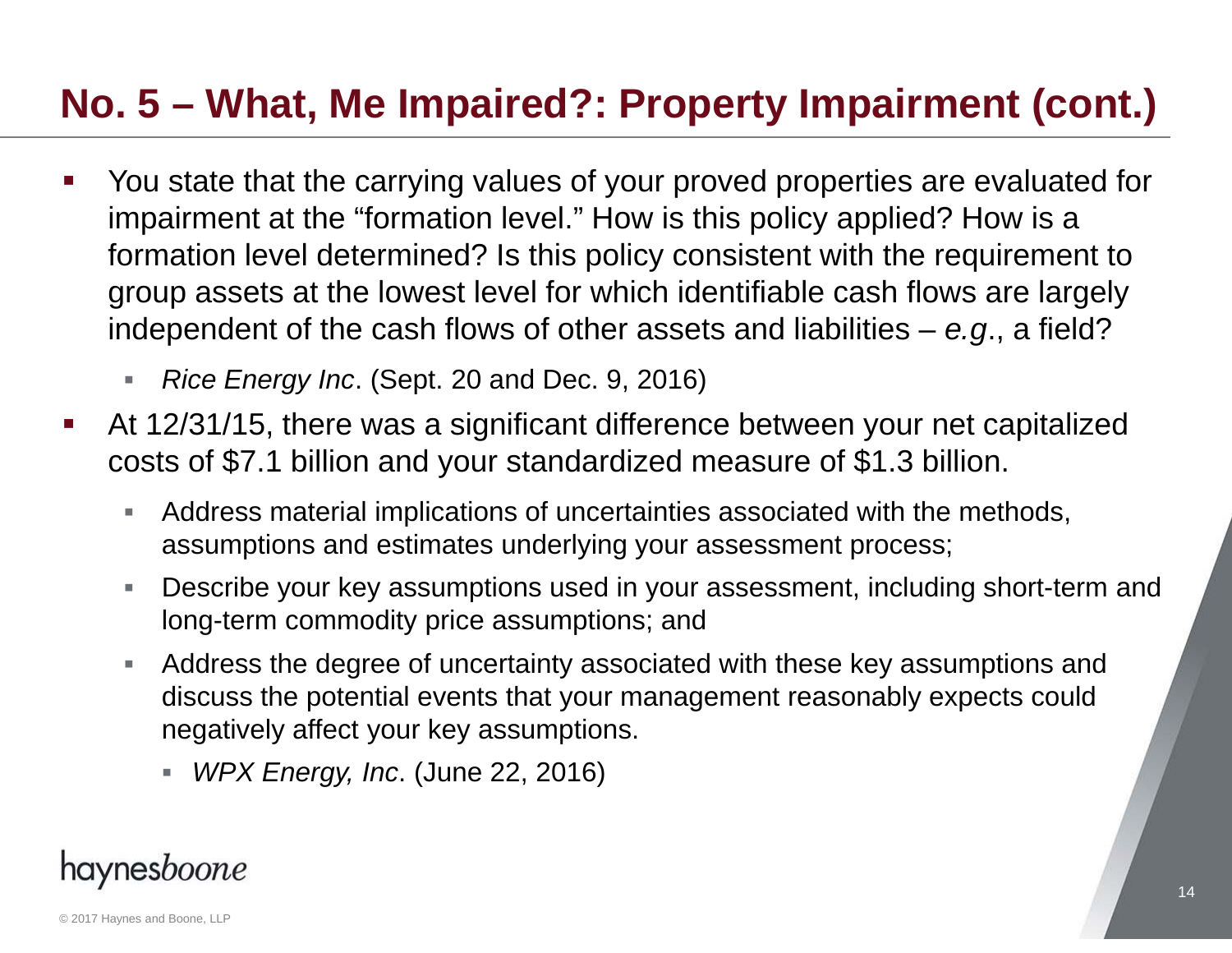# No. 5 – What, Me Impaired?: Property Impairment (cont.)

- You state that the carrying values of your proved properties are evaluated for impairment at the "formation level." How is this policy applied? How is a formation level determined? Is this policy consistent with the requirement to group assets at the lowest level for which identifiable cash flows are largely independent of the cash flows of other assets and liabilities – *e.g*., a field?
  - *Rice Energy Inc*. (Sept. 20 and Dec. 9, 2016)
- At 12/31/15, there was a significant difference between your net capitalized costs of $7.1 billion and your standardized measure of $1.3 billion.
  - Address material implications of uncertainties associated with the methods, assumptions and estimates underlying your assessment process;
  - Describe your key assumptions used in your assessment, including short-term and long-term commodity price assumptions; and
  - Address the degree of uncertainty associated with these key assumptions and discuss the potential events that your management reasonably expects could negatively affect your key assumptions.
    - *WPX Energy, Inc*. (June 22, 2016)

haynesboone

© 2017 Haynes and Boone, LLP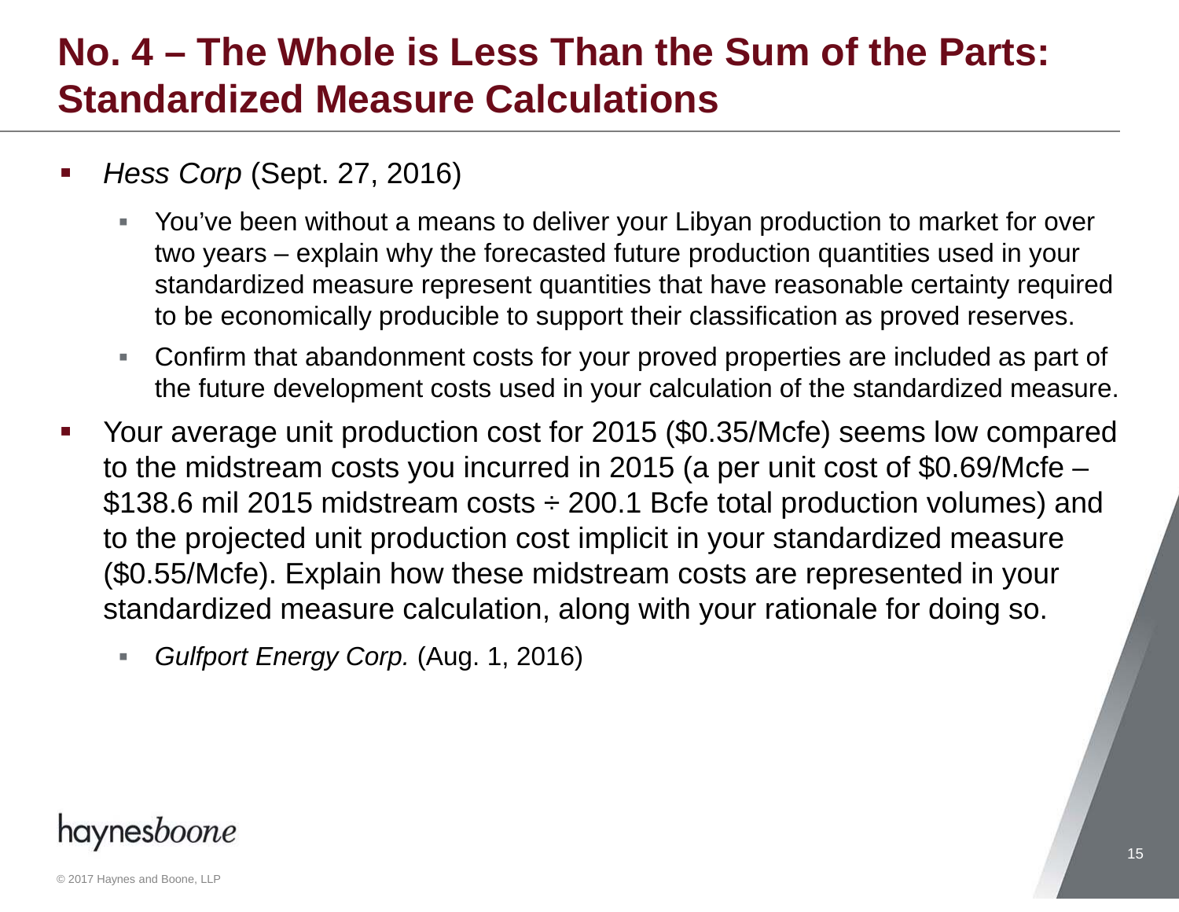# No. 4 – The Whole is Less Than the Sum of the Parts: Standardized Measure Calculations

- *Hess Corp* (Sept. 27, 2016)
  - You've been without a means to deliver your Libyan production to market for over two years – explain why the forecasted future production quantities used in your standardized measure represent quantities that have reasonable certainty required to be economically producible to support their classification as proved reserves.
  - Confirm that abandonment costs for your proved properties are included as part of the future development costs used in your calculation of the standardized measure.
- Your average unit production cost for 2015 ($0.35/Mcfe) seems low compared to the midstream costs you incurred in 2015 (a per unit cost of $0.69/Mcfe – $138.6 mil 2015 midstream costs ÷ 200.1 Bcfe total production volumes) and to the projected unit production cost implicit in your standardized measure ($0.55/Mcfe). Explain how these midstream costs are represented in your standardized measure calculation, along with your rationale for doing so.
  - *Gulfport Energy Corp.* (Aug. 1, 2016)

© 2017 Haynes and Boone, LLP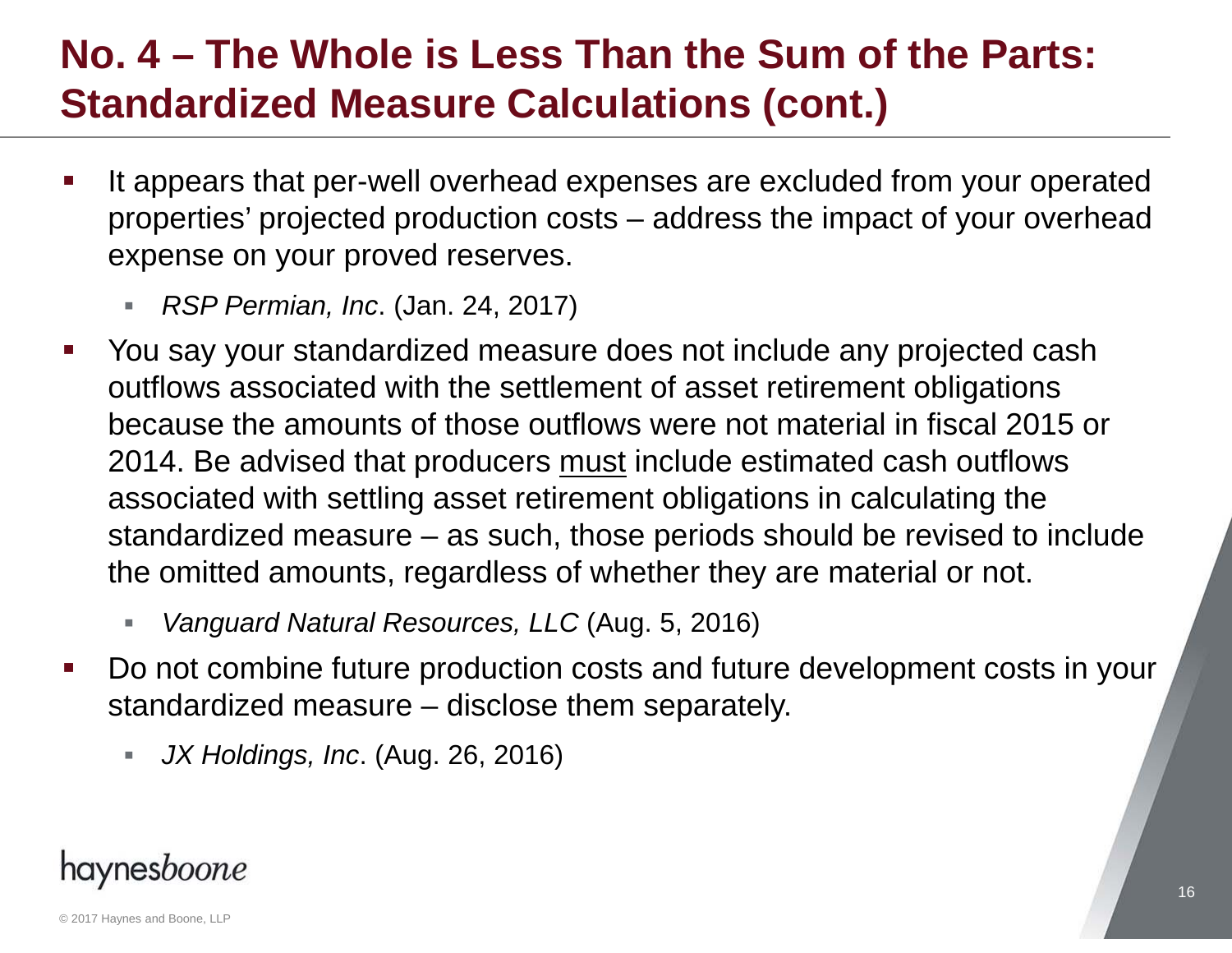# No. 4 – The Whole is Less Than the Sum of the Parts: Standardized Measure Calculations (cont.)

- It appears that per-well overhead expenses are excluded from your operated properties' projected production costs – address the impact of your overhead expense on your proved reserves.
  - *RSP Permian, Inc*. (Jan. 24, 2017)
- You say your standardized measure does not include any projected cash outflows associated with the settlement of asset retirement obligations because the amounts of those outflows were not material in fiscal 2015 or 2014. Be advised that producers must include estimated cash outflows associated with settling asset retirement obligations in calculating the standardized measure – as such, those periods should be revised to include the omitted amounts, regardless of whether they are material or not.
  - *Vanguard Natural Resources, LLC* (Aug. 5, 2016)
- Do not combine future production costs and future development costs in your standardized measure – disclose them separately.
  - *JX Holdings, Inc*. (Aug. 26, 2016)

haynesboone

© 2017 Haynes and Boone, LLP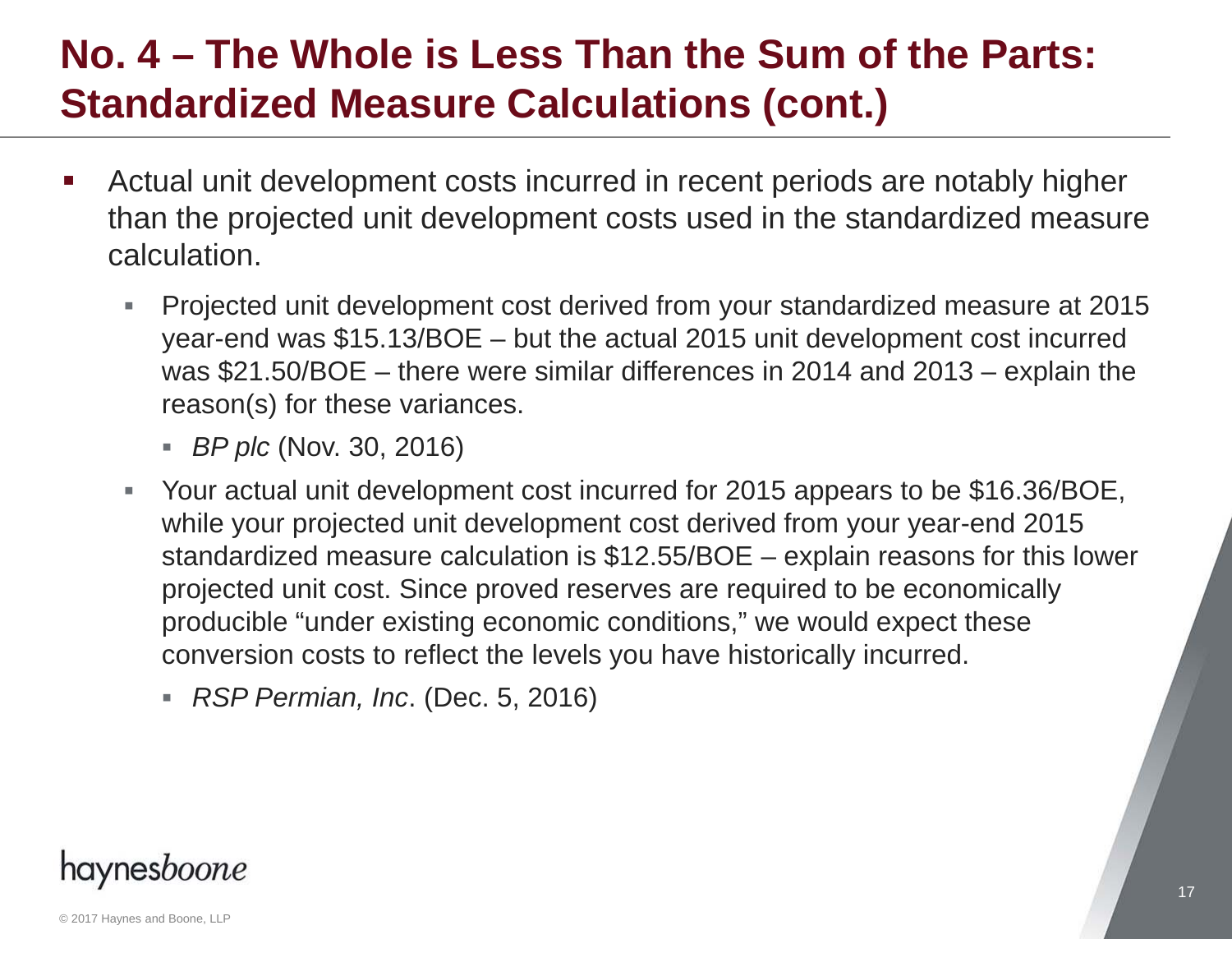# No. 4 – The Whole is Less Than the Sum of the Parts: Standardized Measure Calculations (cont.)

- Actual unit development costs incurred in recent periods are notably higher than the projected unit development costs used in the standardized measure calculation.
  - Projected unit development cost derived from your standardized measure at 2015 year-end was $15.13/BOE – but the actual 2015 unit development cost incurred was $21.50/BOE – there were similar differences in 2014 and 2013 – explain the reason(s) for these variances.
    - *BP plc* (Nov. 30, 2016)
  - Your actual unit development cost incurred for 2015 appears to be $16.36/BOE, while your projected unit development cost derived from your year-end 2015 standardized measure calculation is $12.55/BOE – explain reasons for this lower projected unit cost. Since proved reserves are required to be economically producible "under existing economic conditions," we would expect these conversion costs to reflect the levels you have historically incurred.
    - *RSP Permian, Inc*. (Dec. 5, 2016)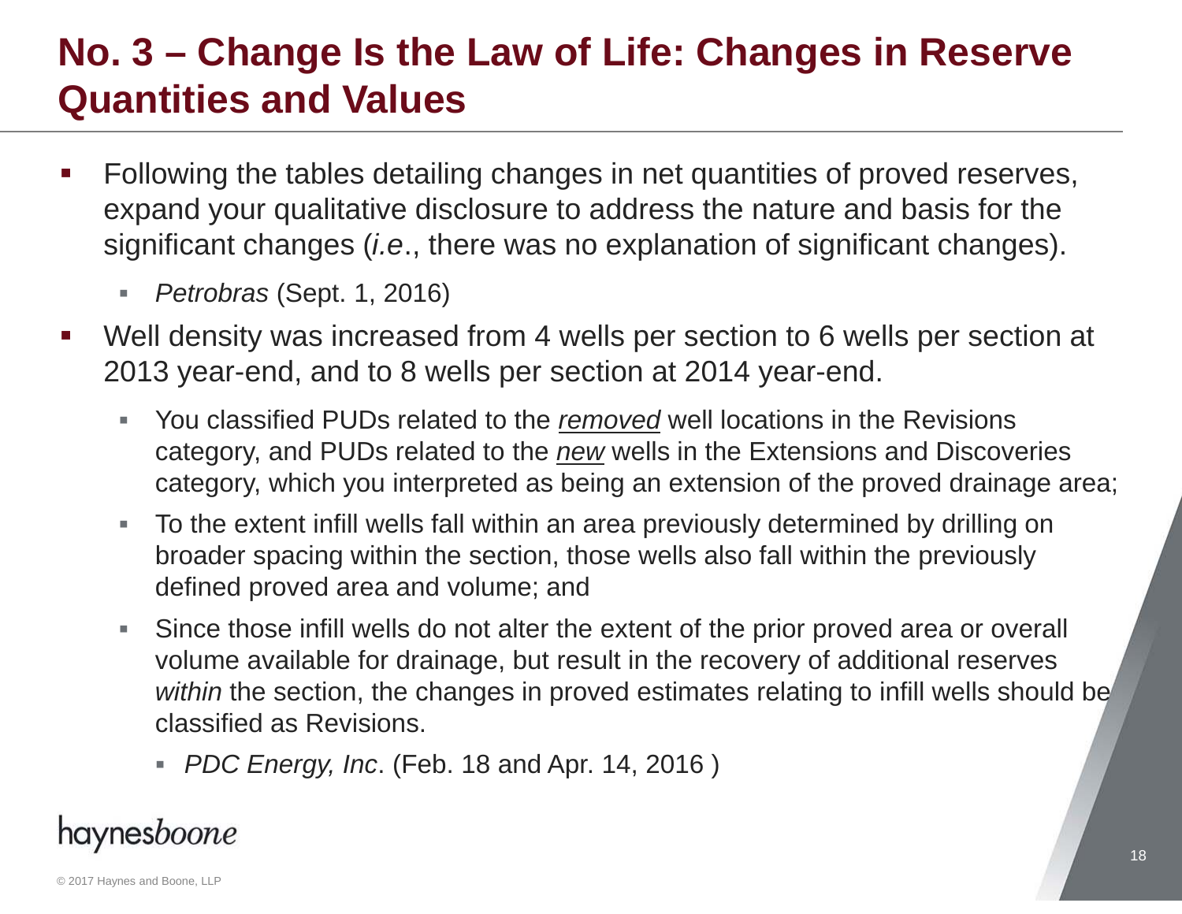# No. 3 – Change Is the Law of Life: Changes in Reserve Quantities and Values

- Following the tables detailing changes in net quantities of proved reserves, expand your qualitative disclosure to address the nature and basis for the significant changes (*i.e*., there was no explanation of significant changes).
  - *Petrobras* (Sept. 1, 2016)
- Well density was increased from 4 wells per section to 6 wells per section at 2013 year-end, and to 8 wells per section at 2014 year-end.
  - You classified PUDs related to the ***removed*** well locations in the Revisions category, and PUDs related to the ***new*** wells in the Extensions and Discoveries category, which you interpreted as being an extension of the proved drainage area;
  - To the extent infill wells fall within an area previously determined by drilling on broader spacing within the section, those wells also fall within the previously defined proved area and volume; and
  - Since those infill wells do not alter the extent of the prior proved area or overall volume available for drainage, but result in the recovery of additional reserves *within* the section, the changes in proved estimates relating to infill wells should be classified as Revisions.
    - *PDC Energy, Inc*. (Feb. 18 and Apr. 14, 2016 )

haynesboone

© 2017 Haynes and Boone, LLP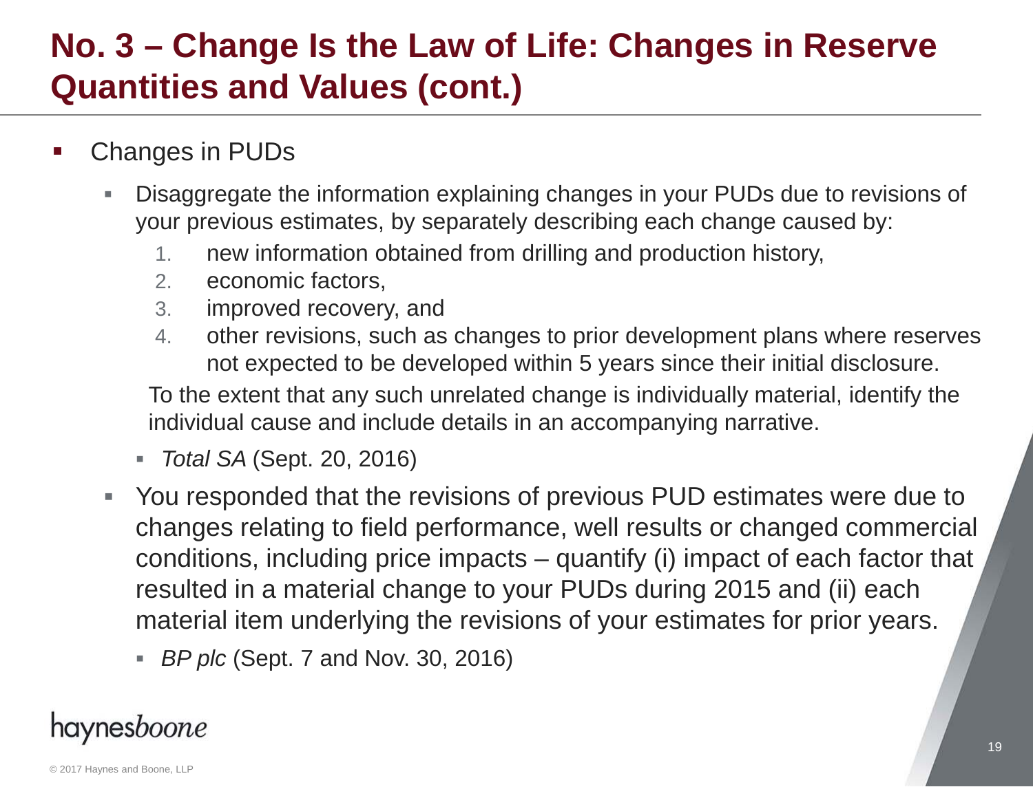# No. 3 – Change Is the Law of Life: Changes in Reserve Quantities and Values (cont.)

- Changes in PUDs
  - Disaggregate the information explaining changes in your PUDs due to revisions of your previous estimates, by separately describing each change caused by:
    1. new information obtained from drilling and production history,
    2. economic factors,
    3. improved recovery, and
    4. other revisions, such as changes to prior development plans where reserves not expected to be developed within 5 years since their initial disclosure.

    To the extent that any such unrelated change is individually material, identify the individual cause and include details in an accompanying narrative.
    - *Total SA* (Sept. 20, 2016)
  - You responded that the revisions of previous PUD estimates were due to changes relating to field performance, well results or changed commercial conditions, including price impacts – quantify (i) impact of each factor that resulted in a material change to your PUDs during 2015 and (ii) each material item underlying the revisions of your estimates for prior years.
    - *BP plc* (Sept. 7 and Nov. 30, 2016)

haynesboone

© 2017 Haynes and Boone, LLP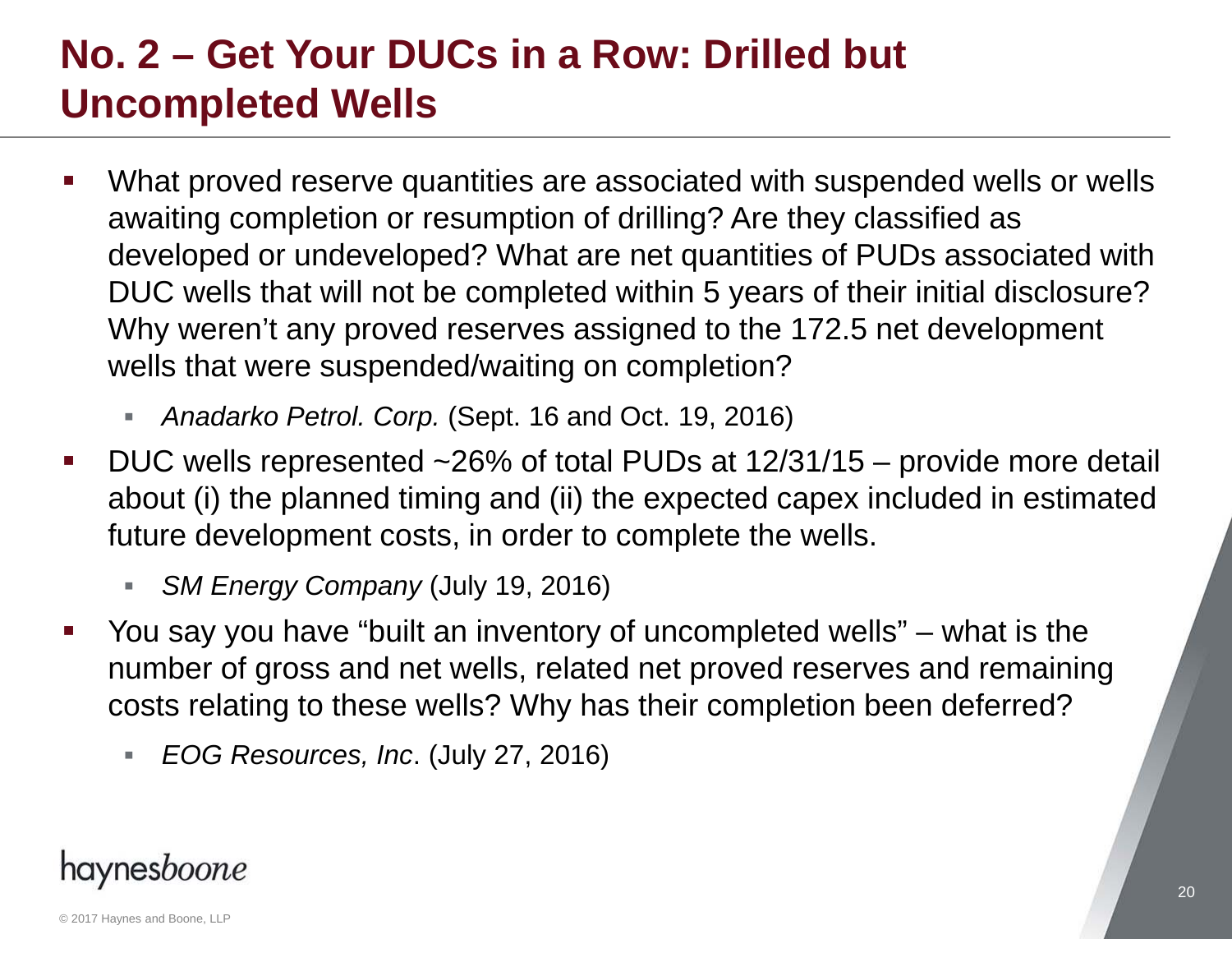# No. 2 – Get Your DUCs in a Row: Drilled but Uncompleted Wells

- What proved reserve quantities are associated with suspended wells or wells awaiting completion or resumption of drilling? Are they classified as developed or undeveloped? What are net quantities of PUDs associated with DUC wells that will not be completed within 5 years of their initial disclosure? Why weren't any proved reserves assigned to the 172.5 net development wells that were suspended/waiting on completion?
  - *Anadarko Petrol. Corp.* (Sept. 16 and Oct. 19, 2016)
- DUC wells represented ~26% of total PUDs at 12/31/15 – provide more detail about (i) the planned timing and (ii) the expected capex included in estimated future development costs, in order to complete the wells.
  - *SM Energy Company* (July 19, 2016)
- You say you have "built an inventory of uncompleted wells" – what is the number of gross and net wells, related net proved reserves and remaining costs relating to these wells? Why has their completion been deferred?
  - *EOG Resources, Inc*. (July 27, 2016)

haynes*boone*

© 2017 Haynes and Boone, LLP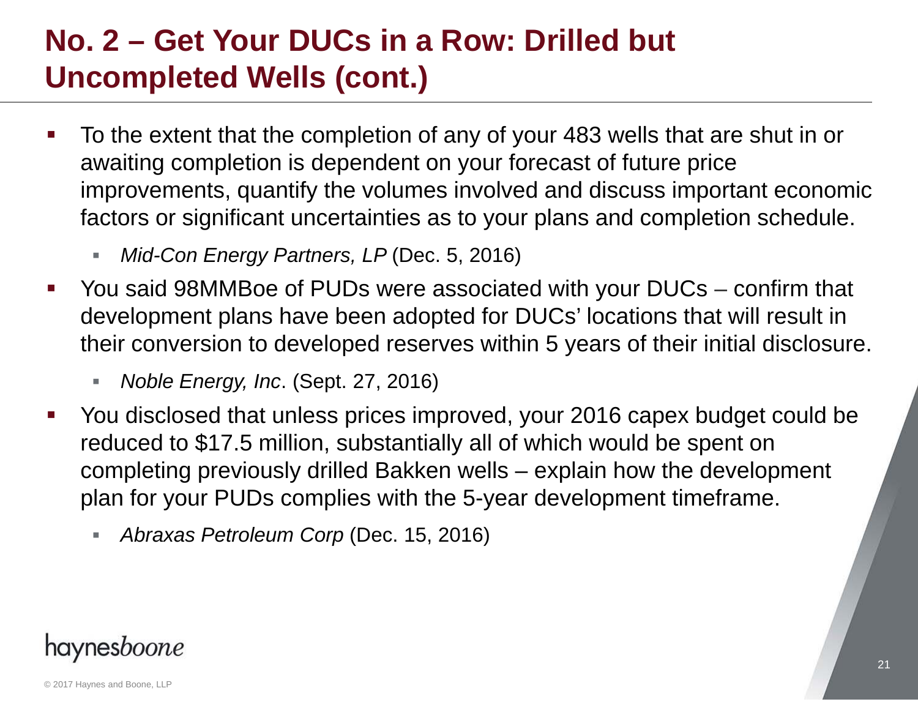# No. 2 – Get Your DUCs in a Row: Drilled but Uncompleted Wells (cont.)

- To the extent that the completion of any of your 483 wells that are shut in or awaiting completion is dependent on your forecast of future price improvements, quantify the volumes involved and discuss important economic factors or significant uncertainties as to your plans and completion schedule.
  - *Mid-Con Energy Partners, LP* (Dec. 5, 2016)
- You said 98MMBoe of PUDs were associated with your DUCs – confirm that development plans have been adopted for DUCs' locations that will result in their conversion to developed reserves within 5 years of their initial disclosure.
  - *Noble Energy, Inc*. (Sept. 27, 2016)
- You disclosed that unless prices improved, your 2016 capex budget could be reduced to $17.5 million, substantially all of which would be spent on completing previously drilled Bakken wells – explain how the development plan for your PUDs complies with the 5-year development timeframe.
  - *Abraxas Petroleum Corp* (Dec. 15, 2016)

haynesboone

© 2017 Haynes and Boone, LLP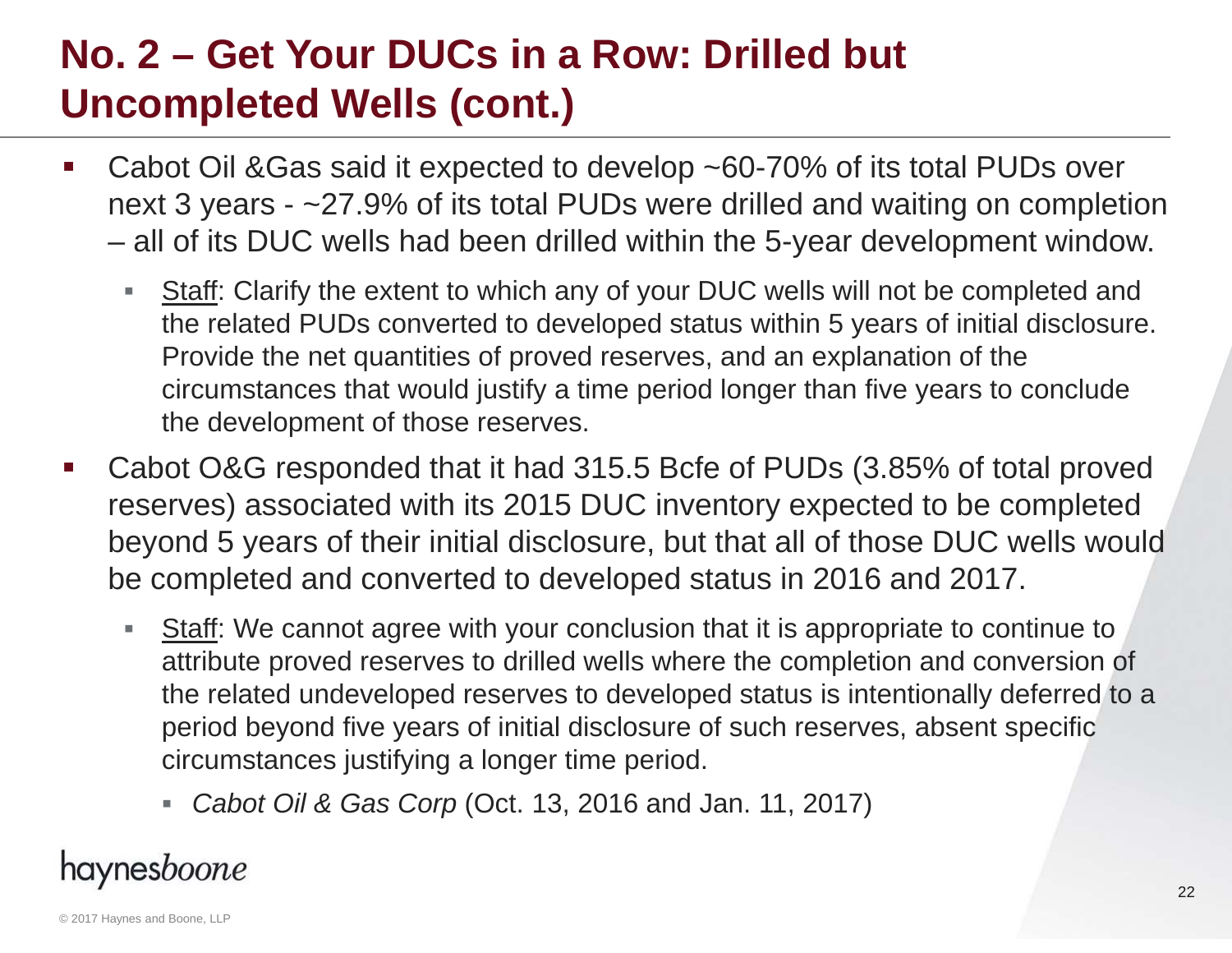# No. 2 – Get Your DUCs in a Row: Drilled but Uncompleted Wells (cont.)

- Cabot Oil &Gas said it expected to develop ~60-70% of its total PUDs over next 3 years - ~27.9% of its total PUDs were drilled and waiting on completion – all of its DUC wells had been drilled within the 5-year development window.
  - Staff: Clarify the extent to which any of your DUC wells will not be completed and the related PUDs converted to developed status within 5 years of initial disclosure. Provide the net quantities of proved reserves, and an explanation of the circumstances that would justify a time period longer than five years to conclude the development of those reserves.
- Cabot O&G responded that it had 315.5 Bcfe of PUDs (3.85% of total proved reserves) associated with its 2015 DUC inventory expected to be completed beyond 5 years of their initial disclosure, but that all of those DUC wells would be completed and converted to developed status in 2016 and 2017.
  - Staff: We cannot agree with your conclusion that it is appropriate to continue to attribute proved reserves to drilled wells where the completion and conversion of the related undeveloped reserves to developed status is intentionally deferred to a period beyond five years of initial disclosure of such reserves, absent specific circumstances justifying a longer time period.
    - *Cabot Oil & Gas Corp* (Oct. 13, 2016 and Jan. 11, 2017)

haynesboone

© 2017 Haynes and Boone, LLP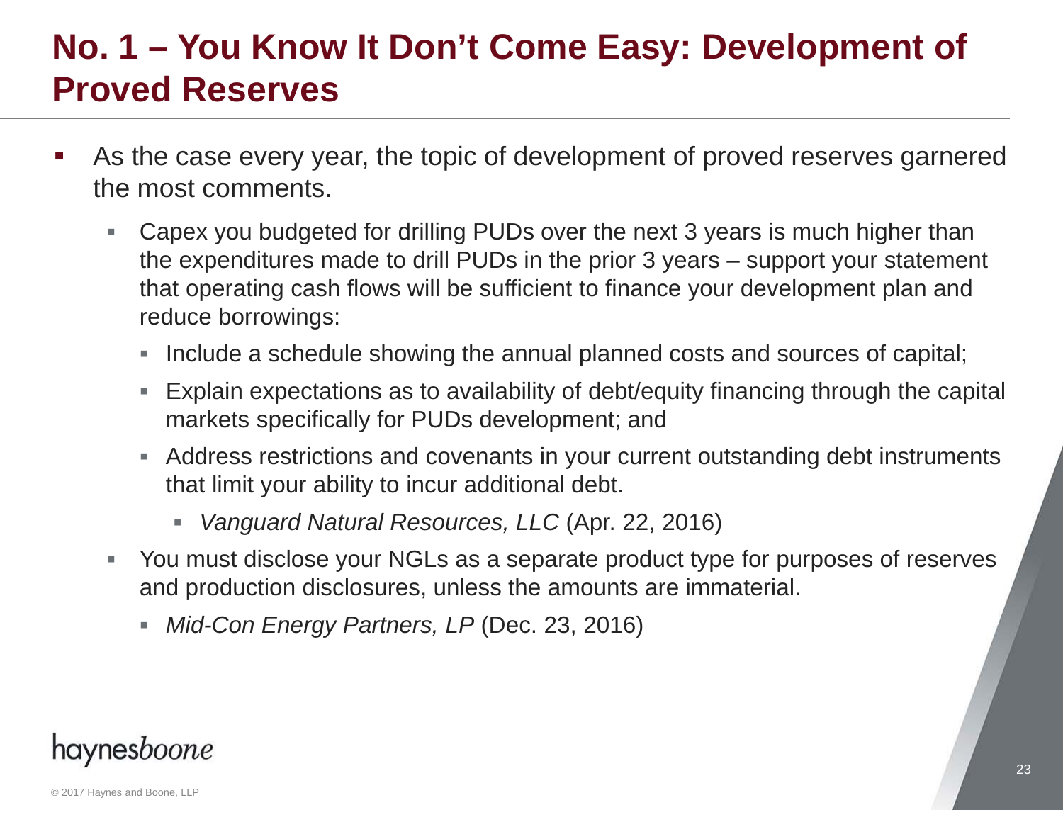# No. 1 – You Know It Don't Come Easy: Development of Proved Reserves

- As the case every year, the topic of development of proved reserves garnered the most comments.
  - Capex you budgeted for drilling PUDs over the next 3 years is much higher than the expenditures made to drill PUDs in the prior 3 years – support your statement that operating cash flows will be sufficient to finance your development plan and reduce borrowings:
    - Include a schedule showing the annual planned costs and sources of capital;
    - Explain expectations as to availability of debt/equity financing through the capital markets specifically for PUDs development; and
    - Address restrictions and covenants in your current outstanding debt instruments that limit your ability to incur additional debt.
      - *Vanguard Natural Resources, LLC* (Apr. 22, 2016)
  - You must disclose your NGLs as a separate product type for purposes of reserves and production disclosures, unless the amounts are immaterial.
    - *Mid-Con Energy Partners, LP* (Dec. 23, 2016)

haynesboone

© 2017 Haynes and Boone, LLP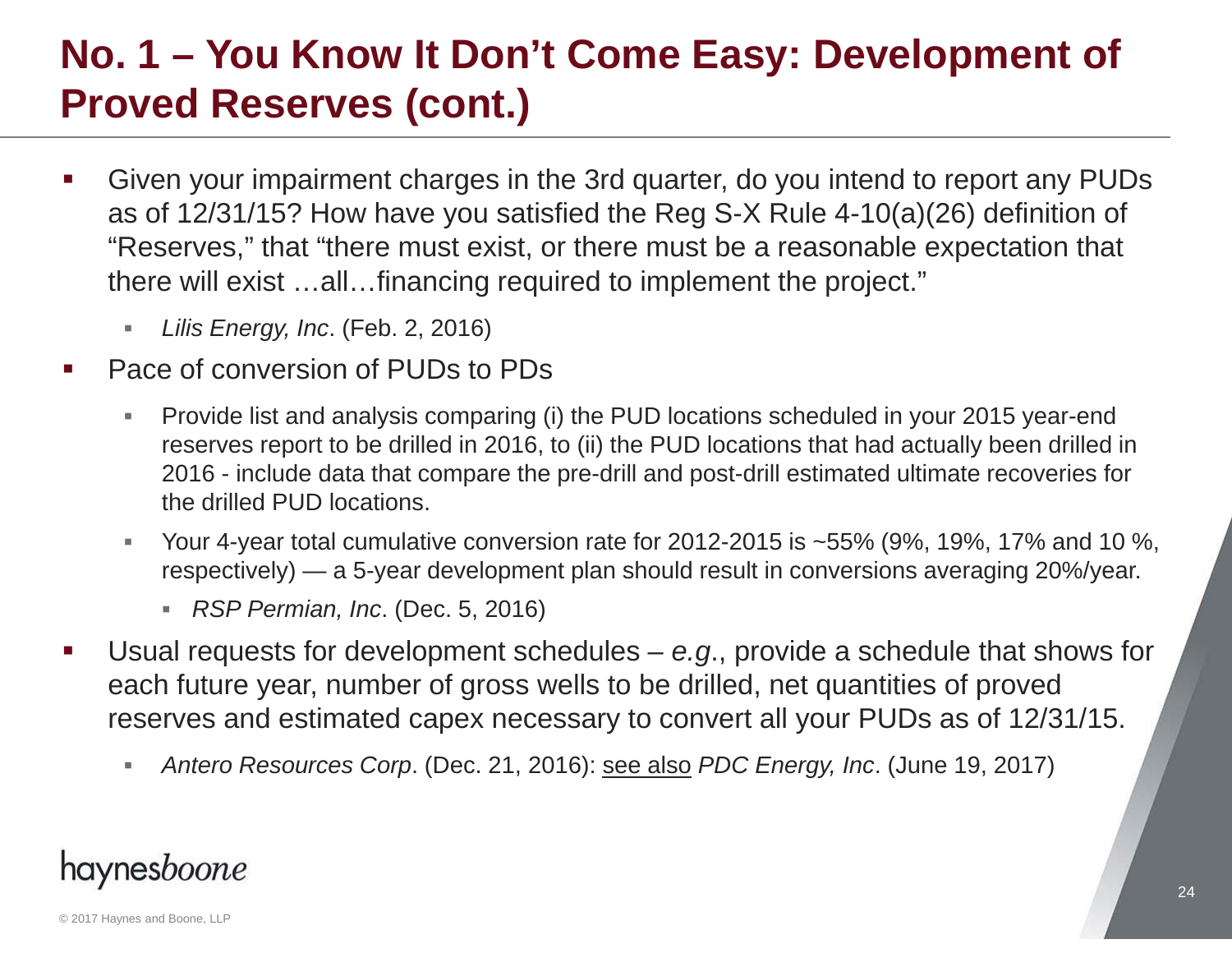# No. 1 – You Know It Don't Come Easy: Development of Proved Reserves (cont.)

- Given your impairment charges in the 3rd quarter, do you intend to report any PUDs as of 12/31/15? How have you satisfied the Reg S-X Rule 4-10(a)(26) definition of "Reserves," that "there must exist, or there must be a reasonable expectation that there will exist …all…financing required to implement the project."
  - *Lilis Energy, Inc*. (Feb. 2, 2016)
- Pace of conversion of PUDs to PDs
  - Provide list and analysis comparing (i) the PUD locations scheduled in your 2015 year-end reserves report to be drilled in 2016, to (ii) the PUD locations that had actually been drilled in 2016 - include data that compare the pre-drill and post-drill estimated ultimate recoveries for the drilled PUD locations.
  - Your 4-year total cumulative conversion rate for 2012-2015 is ~55% (9%, 19%, 17% and 10 %, respectively) — a 5-year development plan should result in conversions averaging 20%/year.
    - *RSP Permian, Inc*. (Dec. 5, 2016)
- Usual requests for development schedules – *e.g*., provide a schedule that shows for each future year, number of gross wells to be drilled, net quantities of proved reserves and estimated capex necessary to convert all your PUDs as of 12/31/15.
  - *Antero Resources Corp*. (Dec. 21, 2016): see also *PDC Energy, Inc*. (June 19, 2017)

haynesboone

© 2017 Haynes and Boone, LLP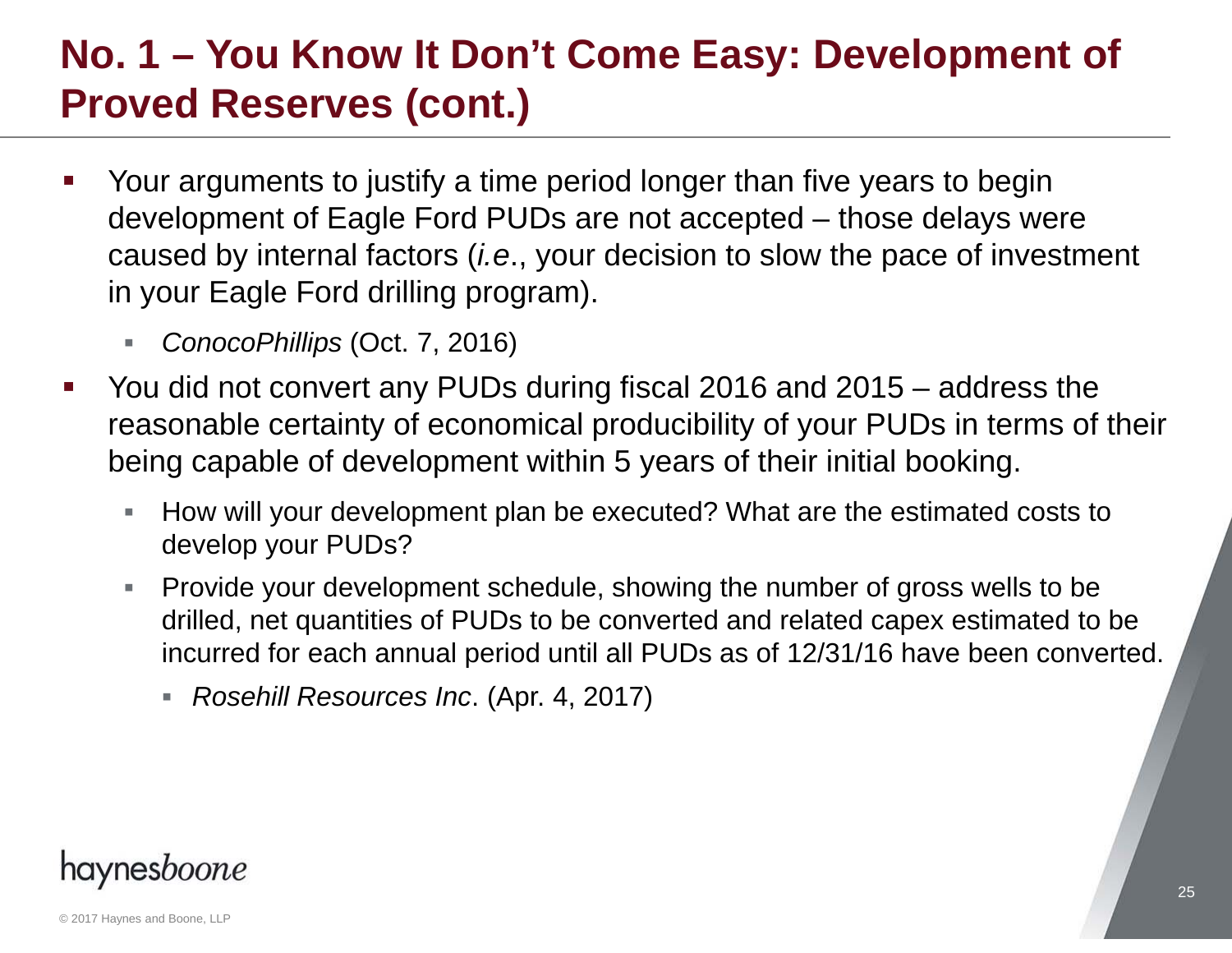# No. 1 – You Know It Don't Come Easy: Development of Proved Reserves (cont.)

- Your arguments to justify a time period longer than five years to begin development of Eagle Ford PUDs are not accepted – those delays were caused by internal factors (*i.e*., your decision to slow the pace of investment in your Eagle Ford drilling program).
  - *ConocoPhillips* (Oct. 7, 2016)
- You did not convert any PUDs during fiscal 2016 and 2015 – address the reasonable certainty of economical producibility of your PUDs in terms of their being capable of development within 5 years of their initial booking.
  - How will your development plan be executed? What are the estimated costs to develop your PUDs?
  - Provide your development schedule, showing the number of gross wells to be drilled, net quantities of PUDs to be converted and related capex estimated to be incurred for each annual period until all PUDs as of 12/31/16 have been converted.
    - *Rosehill Resources Inc*. (Apr. 4, 2017)

haynes*boone*

© 2017 Haynes and Boone, LLP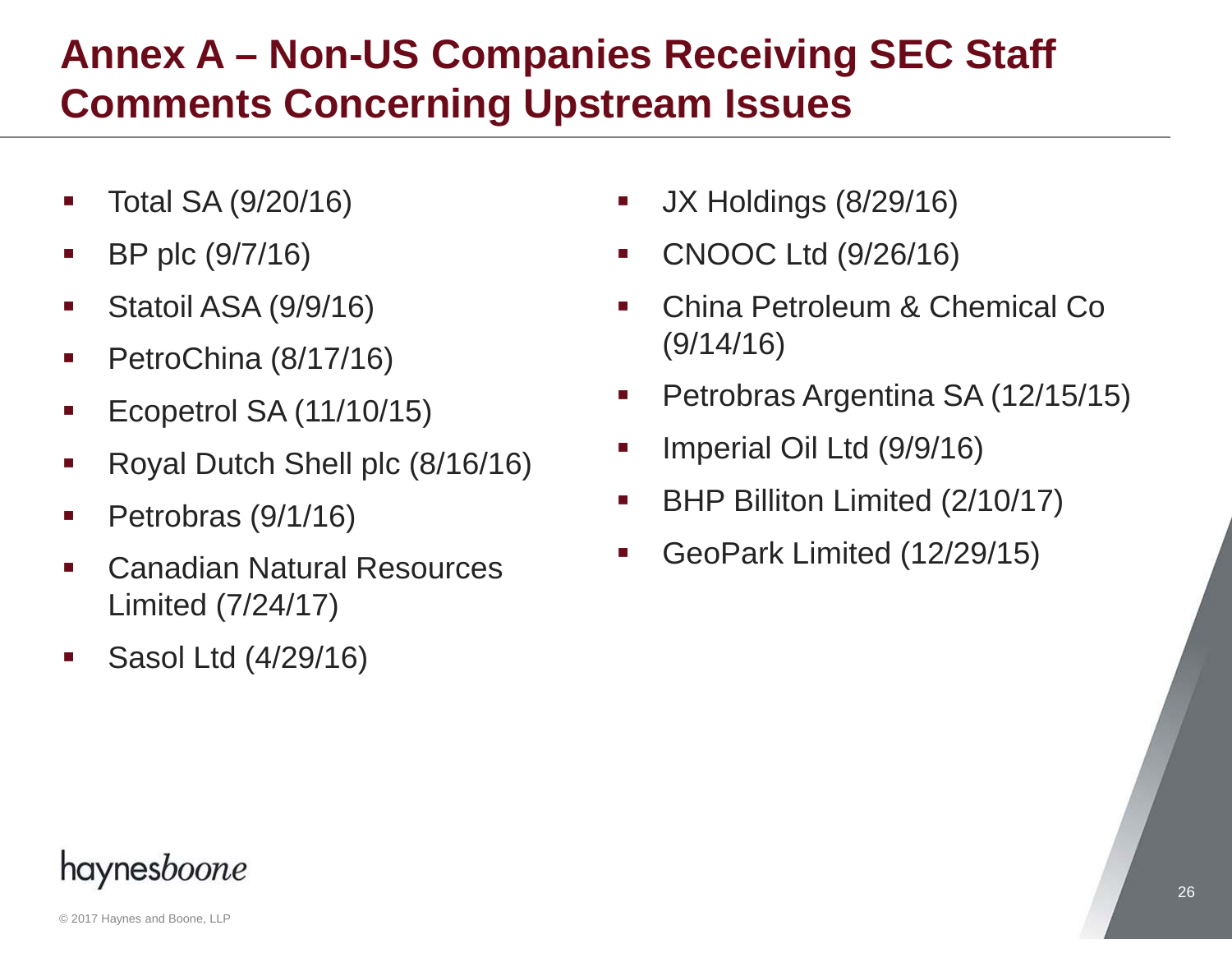# Annex A – Non-US Companies Receiving SEC Staff Comments Concerning Upstream Issues

- Total SA (9/20/16)
- BP plc (9/7/16)
- Statoil ASA (9/9/16)
- PetroChina (8/17/16)
- Ecopetrol SA (11/10/15)
- Royal Dutch Shell plc (8/16/16)
- Petrobras (9/1/16)
- Canadian Natural Resources Limited (7/24/17)
- Sasol Ltd (4/29/16)
- JX Holdings (8/29/16)
- CNOOC Ltd (9/26/16)
- China Petroleum & Chemical Co (9/14/16)
- Petrobras Argentina SA (12/15/15)
- Imperial Oil Ltd (9/9/16)
- BHP Billiton Limited (2/10/17)
- GeoPark Limited (12/29/15)

haynesboone

© 2017 Haynes and Boone, LLP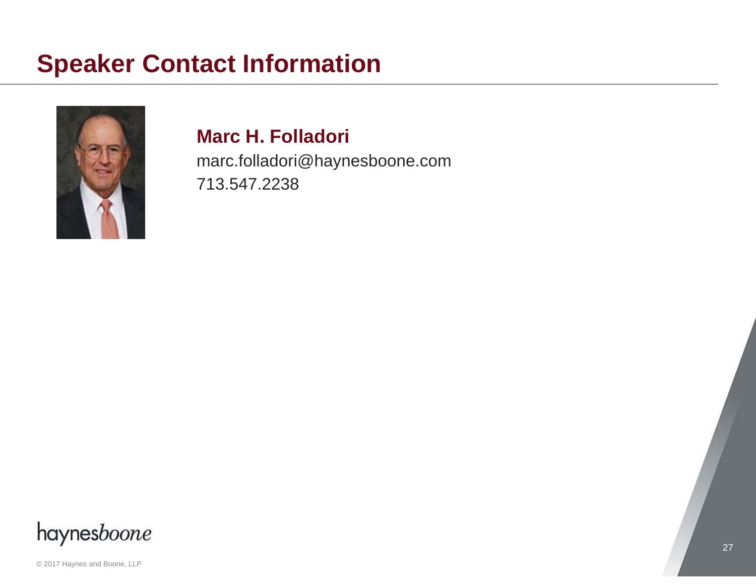# Speaker Contact Information

**Marc H. Folladori**

marc.folladori@haynesboone.com

713.547.2238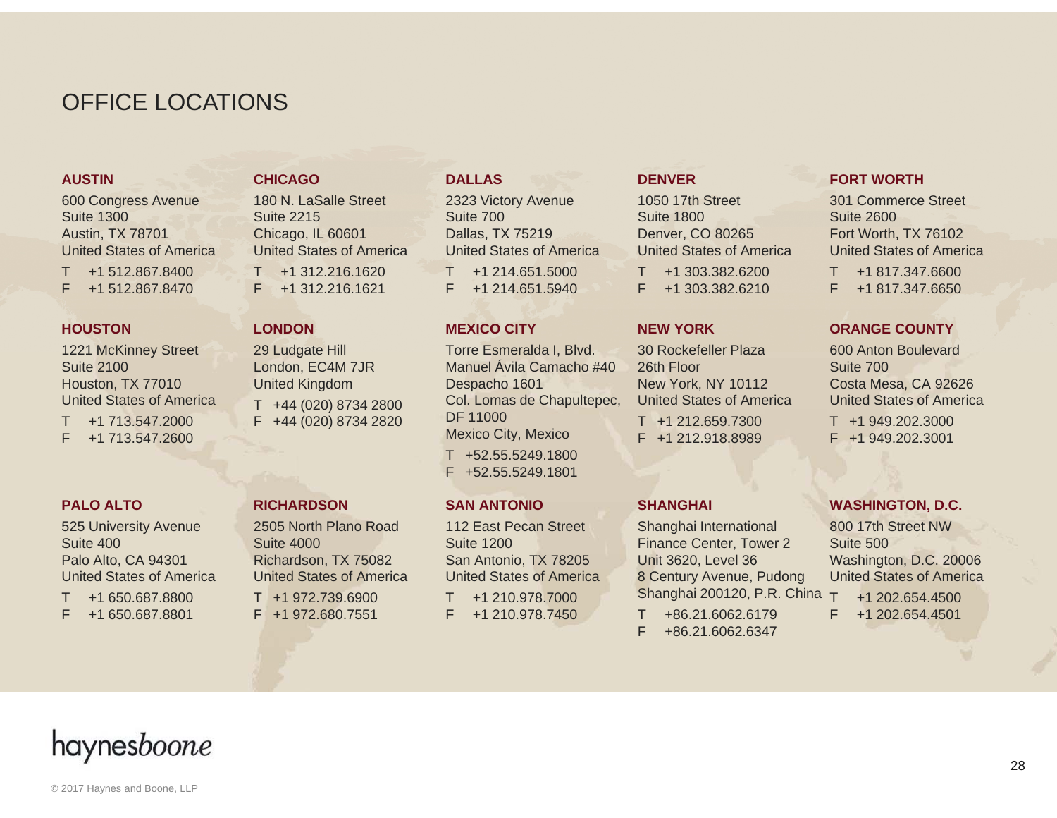# OFFICE LOCATIONS

**AUSTIN**

600 Congress Avenue
Suite 1300
Austin, TX 78701
United States of America

T +1 512.867.8400
F +1 512.867.8470

**CHICAGO**

180 N. LaSalle Street
Suite 2215
Chicago, IL 60601
United States of America

T +1 312.216.1620
F +1 312.216.1621

**DALLAS**

2323 Victory Avenue
Suite 700
Dallas, TX 75219
United States of America

T +1 214.651.5000
F +1 214.651.5940

**DENVER**

1050 17th Street
Suite 1800
Denver, CO 80265
United States of America

T +1 303.382.6200
F +1 303.382.6210

**FORT WORTH**

301 Commerce Street
Suite 2600
Fort Worth, TX 76102
United States of America

T +1 817.347.6600
F +1 817.347.6650

**HOUSTON**

1221 McKinney Street
Suite 2100
Houston, TX 77010
United States of America

T +1 713.547.2000
F +1 713.547.2600

**LONDON**

29 Ludgate Hill
London, EC4M 7JR
United Kingdom

T +44 (020) 8734 2800
F +44 (020) 8734 2820

**MEXICO CITY**

Torre Esmeralda I, Blvd.
Manuel Ávila Camacho #40
Despacho 1601
Col. Lomas de Chapultepec,
DF 11000
Mexico City, Mexico

T +52.55.5249.1800
F +52.55.5249.1801

**NEW YORK**

30 Rockefeller Plaza
26th Floor
New York, NY 10112
United States of America

T +1 212.659.7300
F +1 212.918.8989

**ORANGE COUNTY**

600 Anton Boulevard
Suite 700
Costa Mesa, CA 92626
United States of America

T +1 949.202.3000
F +1 949.202.3001

**PALO ALTO**

525 University Avenue
Suite 400
Palo Alto, CA 94301
United States of America

T +1 650.687.8800
F +1 650.687.8801

**RICHARDSON**

2505 North Plano Road
Suite 4000
Richardson, TX 75082
United States of America

T +1 972.739.6900
F +1 972.680.7551

**SAN ANTONIO**

112 East Pecan Street
Suite 1200
San Antonio, TX 78205
United States of America

T +1 210.978.7000
F +1 210.978.7450

**SHANGHAI**

Shanghai International
Finance Center, Tower 2
Unit 3620, Level 36
8 Century Avenue, Pudong
Shanghai 200120, P.R. China

T +86.21.6062.6179
F +86.21.6062.6347

**WASHINGTON, D.C.**

800 17th Street NW
Suite 500
Washington, D.C. 20006
United States of America

T +1 202.654.4500
F +1 202.654.4501

haynes*boone*

© 2017 Haynes and Boone, LLP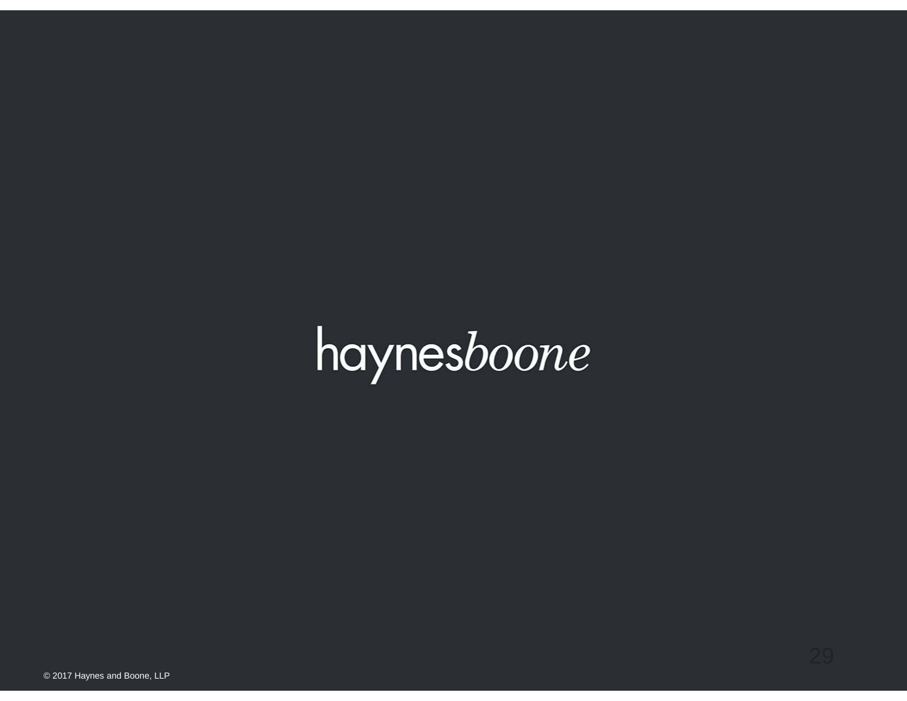haynesboone

© 2017 Haynes and Boone, LLP